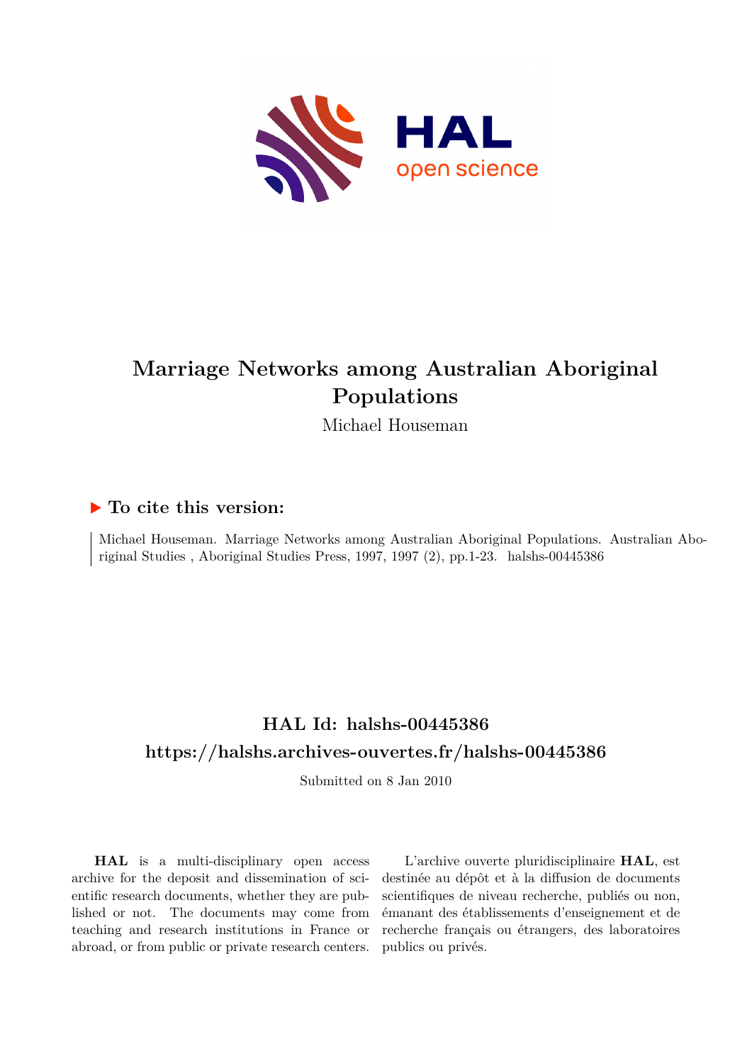# Marriage Networks among Australian Aboriginal Populations

Michael Houseman

## ▶ To cite this version:

Michael Houseman. Marriage Networks among Australian Aboriginal Populations. Australian Aboriginal Studies , Aboriginal Studies Press, 1997, 1997 (2), pp.1-23. halshs-00445386

## HAL Id: halshs-00445386

## https://halshs.archives-ouvertes.fr/halshs-00445386

Submitted on 8 Jan 2010

**HAL** is a multi-disciplinary open access archive for the deposit and dissemination of scientific research documents, whether they are published or not. The documents may come from teaching and research institutions in France or abroad, or from public or private research centers.

L'archive ouverte pluridisciplinaire **HAL**, est destinée au dépôt et à la diffusion de documents scientifiques de niveau recherche, publiés ou non, émanant des établissements d'enseignement et de recherche français ou étrangers, des laboratoires publics ou privés.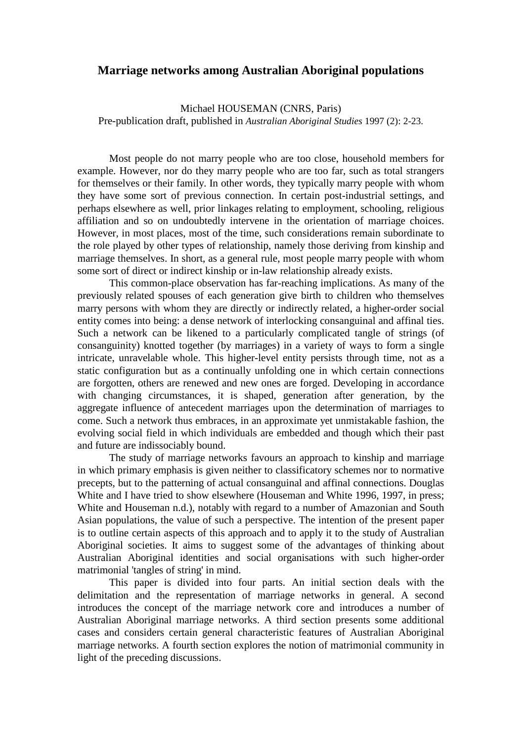# Marriage networks among Australian Aboriginal populations

Michael HOUSEMAN (CNRS, Paris)
Pre-publication draft, published in *Australian Aboriginal Studies* 1997 (2): 2-23.

Most people do not marry people who are too close, household members for example. However, nor do they marry people who are too far, such as total strangers for themselves or their family. In other words, they typically marry people with whom they have some sort of previous connection. In certain post-industrial settings, and perhaps elsewhere as well, prior linkages relating to employment, schooling, religious affiliation and so on undoubtedly intervene in the orientation of marriage choices. However, in most places, most of the time, such considerations remain subordinate to the role played by other types of relationship, namely those deriving from kinship and marriage themselves. In short, as a general rule, most people marry people with whom some sort of direct or indirect kinship or in-law relationship already exists.

This common-place observation has far-reaching implications. As many of the previously related spouses of each generation give birth to children who themselves marry persons with whom they are directly or indirectly related, a higher-order social entity comes into being: a dense network of interlocking consanguinal and affinal ties. Such a network can be likened to a particularly complicated tangle of strings (of consanguinity) knotted together (by marriages) in a variety of ways to form a single intricate, unravelable whole. This higher-level entity persists through time, not as a static configuration but as a continually unfolding one in which certain connections are forgotten, others are renewed and new ones are forged. Developing in accordance with changing circumstances, it is shaped, generation after generation, by the aggregate influence of antecedent marriages upon the determination of marriages to come. Such a network thus embraces, in an approximate yet unmistakable fashion, the evolving social field in which individuals are embedded and though which their past and future are indissociably bound.

The study of marriage networks favours an approach to kinship and marriage in which primary emphasis is given neither to classificatory schemes nor to normative precepts, but to the patterning of actual consanguinal and affinal connections. Douglas White and I have tried to show elsewhere (Houseman and White 1996, 1997, in press; White and Houseman n.d.), notably with regard to a number of Amazonian and South Asian populations, the value of such a perspective. The intention of the present paper is to outline certain aspects of this approach and to apply it to the study of Australian Aboriginal societies. It aims to suggest some of the advantages of thinking about Australian Aboriginal identities and social organisations with such higher-order matrimonial 'tangles of string' in mind.

This paper is divided into four parts. An initial section deals with the delimitation and the representation of marriage networks in general. A second introduces the concept of the marriage network core and introduces a number of Australian Aboriginal marriage networks. A third section presents some additional cases and considers certain general characteristic features of Australian Aboriginal marriage networks. A fourth section explores the notion of matrimonial community in light of the preceding discussions.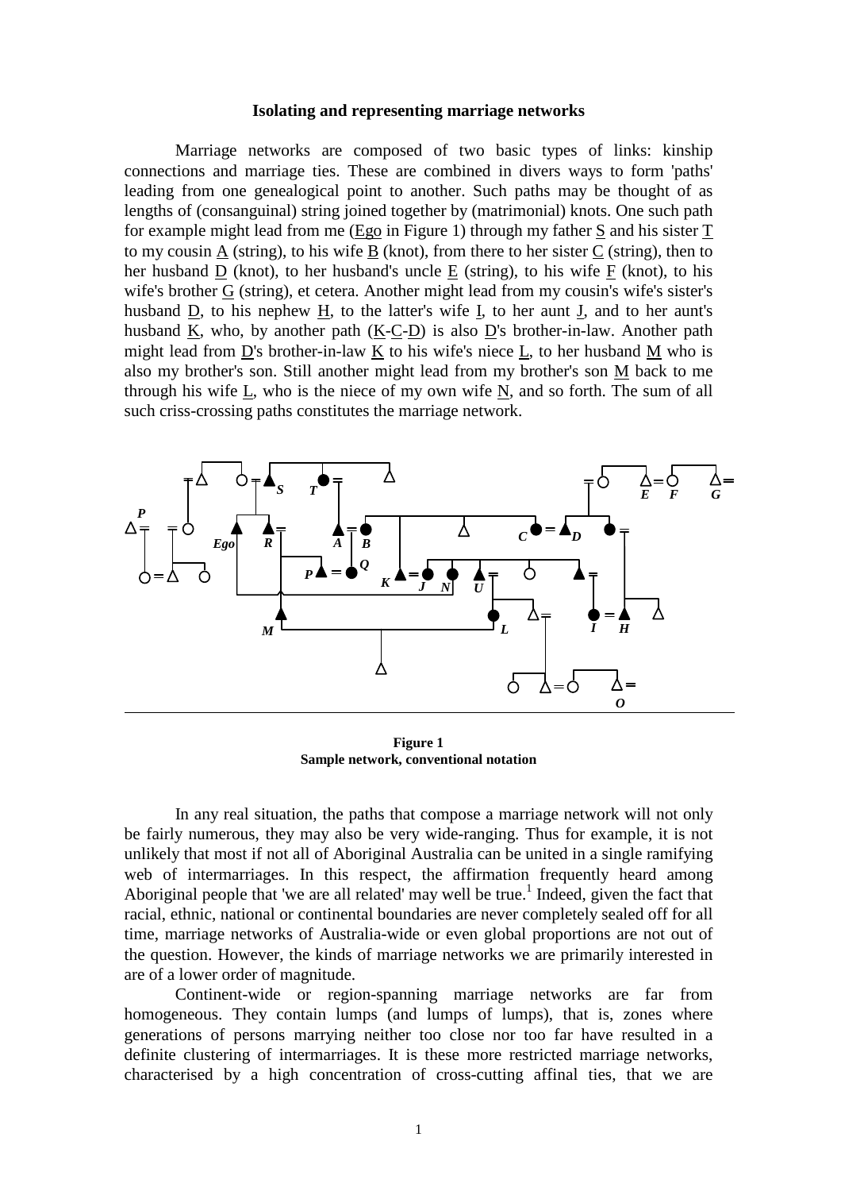### Isolating and representing marriage networks

Marriage networks are composed of two basic types of links: kinship connections and marriage ties. These are combined in divers ways to form 'paths' leading from one genealogical point to another. Such paths may be thought of as lengths of (consanguinal) string joined together by (matrimonial) knots. One such path for example might lead from me (Ego in Figure 1) through my father S and his sister T to my cousin A (string), to his wife B (knot), from there to her sister C (string), then to her husband D (knot), to her husband's uncle E (string), to his wife F (knot), to his wife's brother G (string), et cetera. Another might lead from my cousin's wife's sister's husband D, to his nephew H, to the latter's wife I, to her aunt J, and to her aunt's husband K, who, by another path (K-C-D) is also D's brother-in-law. Another path might lead from D's brother-in-law K to his wife's niece L, to her husband M who is also my brother's son. Still another might lead from my brother's son M back to me through his wife L, who is the niece of my own wife N, and so forth. The sum of all such criss-crossing paths constitutes the marriage network.

**Figure 1**
**Sample network, conventional notation**

In any real situation, the paths that compose a marriage network will not only be fairly numerous, they may also be very wide-ranging. Thus for example, it is not unlikely that most if not all of Aboriginal Australia can be united in a single ramifying web of intermarriages. In this respect, the affirmation frequently heard among Aboriginal people that 'we are all related' may well be true.[1] Indeed, given the fact that racial, ethnic, national or continental boundaries are never completely sealed off for all time, marriage networks of Australia-wide or even global proportions are not out of the question. However, the kinds of marriage networks we are primarily interested in are of a lower order of magnitude.

Continent-wide or region-spanning marriage networks are far from homogeneous. They contain lumps (and lumps of lumps), that is, zones where generations of persons marrying neither too close nor too far have resulted in a definite clustering of intermarriages. It is these more restricted marriage networks, characterised by a high concentration of cross-cutting affinal ties, that we are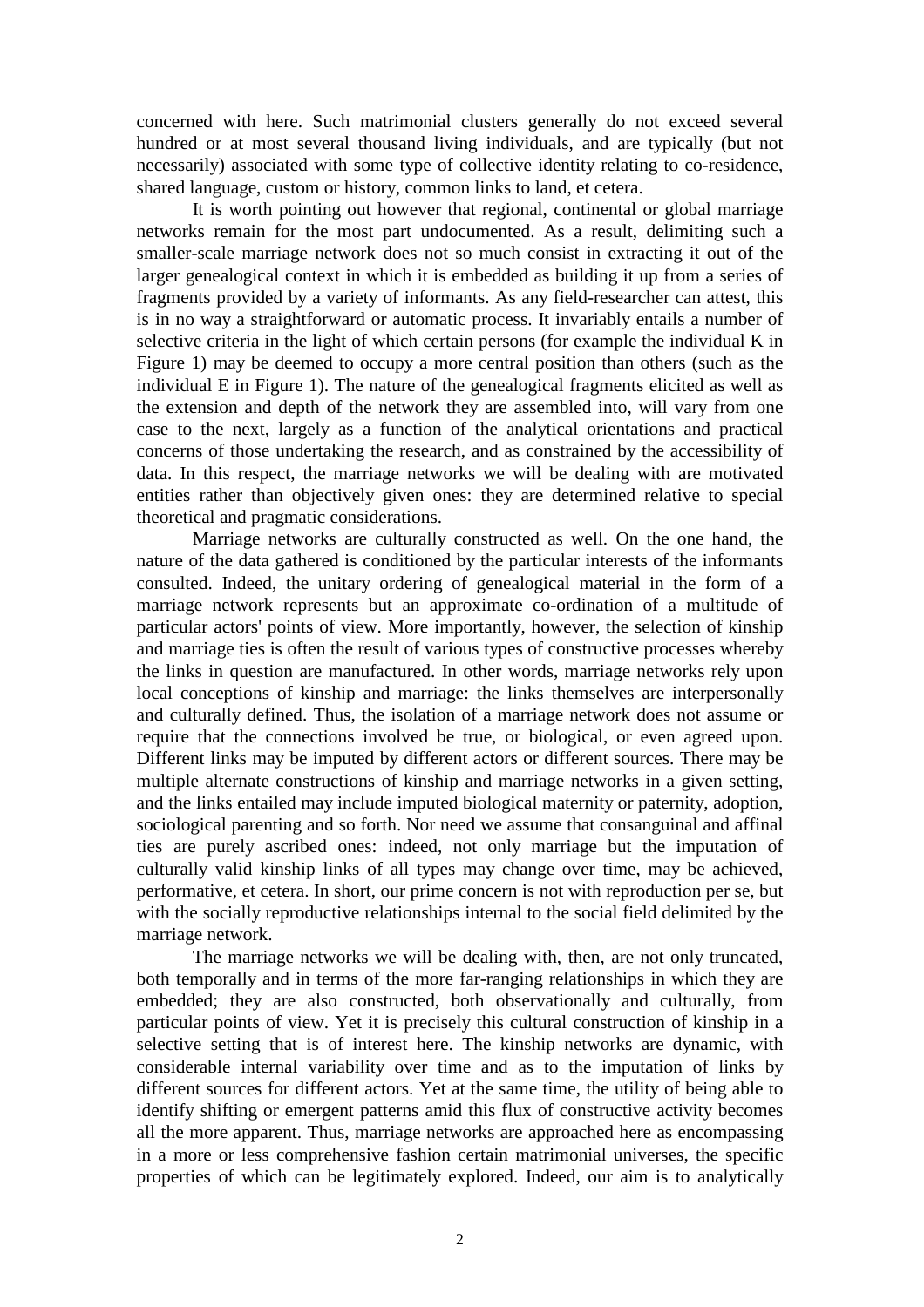concerned with here. Such matrimonial clusters generally do not exceed several hundred or at most several thousand living individuals, and are typically (but not necessarily) associated with some type of collective identity relating to co-residence, shared language, custom or history, common links to land, et cetera.

It is worth pointing out however that regional, continental or global marriage networks remain for the most part undocumented. As a result, delimiting such a smaller-scale marriage network does not so much consist in extracting it out of the larger genealogical context in which it is embedded as building it up from a series of fragments provided by a variety of informants. As any field-researcher can attest, this is in no way a straightforward or automatic process. It invariably entails a number of selective criteria in the light of which certain persons (for example the individual K in Figure 1) may be deemed to occupy a more central position than others (such as the individual E in Figure 1). The nature of the genealogical fragments elicited as well as the extension and depth of the network they are assembled into, will vary from one case to the next, largely as a function of the analytical orientations and practical concerns of those undertaking the research, and as constrained by the accessibility of data. In this respect, the marriage networks we will be dealing with are motivated entities rather than objectively given ones: they are determined relative to special theoretical and pragmatic considerations.

Marriage networks are culturally constructed as well. On the one hand, the nature of the data gathered is conditioned by the particular interests of the informants consulted. Indeed, the unitary ordering of genealogical material in the form of a marriage network represents but an approximate co-ordination of a multitude of particular actors' points of view. More importantly, however, the selection of kinship and marriage ties is often the result of various types of constructive processes whereby the links in question are manufactured. In other words, marriage networks rely upon local conceptions of kinship and marriage: the links themselves are interpersonally and culturally defined. Thus, the isolation of a marriage network does not assume or require that the connections involved be true, or biological, or even agreed upon. Different links may be imputed by different actors or different sources. There may be multiple alternate constructions of kinship and marriage networks in a given setting, and the links entailed may include imputed biological maternity or paternity, adoption, sociological parenting and so forth. Nor need we assume that consanguinal and affinal ties are purely ascribed ones: indeed, not only marriage but the imputation of culturally valid kinship links of all types may change over time, may be achieved, performative, et cetera. In short, our prime concern is not with reproduction per se, but with the socially reproductive relationships internal to the social field delimited by the marriage network.

The marriage networks we will be dealing with, then, are not only truncated, both temporally and in terms of the more far-ranging relationships in which they are embedded; they are also constructed, both observationally and culturally, from particular points of view. Yet it is precisely this cultural construction of kinship in a selective setting that is of interest here. The kinship networks are dynamic, with considerable internal variability over time and as to the imputation of links by different sources for different actors. Yet at the same time, the utility of being able to identify shifting or emergent patterns amid this flux of constructive activity becomes all the more apparent. Thus, marriage networks are approached here as encompassing in a more or less comprehensive fashion certain matrimonial universes, the specific properties of which can be legitimately explored. Indeed, our aim is to analytically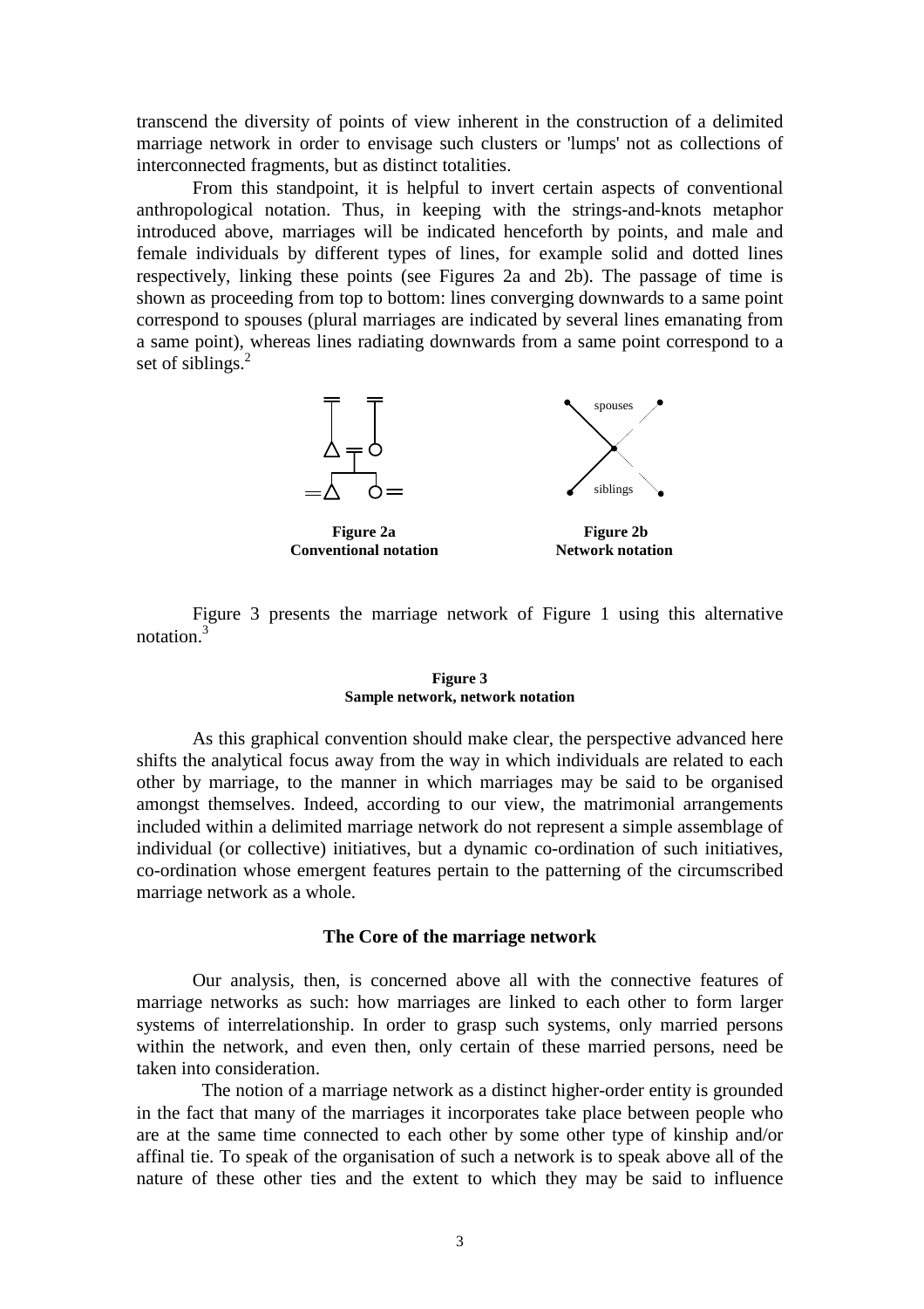transcend the diversity of points of view inherent in the construction of a delimited marriage network in order to envisage such clusters or 'lumps' not as collections of interconnected fragments, but as distinct totalities.

From this standpoint, it is helpful to invert certain aspects of conventional anthropological notation. Thus, in keeping with the strings-and-knots metaphor introduced above, marriages will be indicated henceforth by points, and male and female individuals by different types of lines, for example solid and dotted lines respectively, linking these points (see Figures 2a and 2b). The passage of time is shown as proceeding from top to bottom: lines converging downwards to a same point correspond to spouses (plural marriages are indicated by several lines emanating from a same point), whereas lines radiating downwards from a same point correspond to a set of siblings.[2]

spouses

siblings

**Figure 2a**
**Conventional notation**

**Figure 2b**
**Network notation**

Figure 3 presents the marriage network of Figure 1 using this alternative notation.[3]

**Figure 3**
**Sample network, network notation**

As this graphical convention should make clear, the perspective advanced here shifts the analytical focus away from the way in which individuals are related to each other by marriage, to the manner in which marriages may be said to be organised amongst themselves. Indeed, according to our view, the matrimonial arrangements included within a delimited marriage network do not represent a simple assemblage of individual (or collective) initiatives, but a dynamic co-ordination of such initiatives, co-ordination whose emergent features pertain to the patterning of the circumscribed marriage network as a whole.

## The Core of the marriage network

Our analysis, then, is concerned above all with the connective features of marriage networks as such: how marriages are linked to each other to form larger systems of interrelationship. In order to grasp such systems, only married persons within the network, and even then, only certain of these married persons, need be taken into consideration.

The notion of a marriage network as a distinct higher-order entity is grounded in the fact that many of the marriages it incorporates take place between people who are at the same time connected to each other by some other type of kinship and/or affinal tie. To speak of the organisation of such a network is to speak above all of the nature of these other ties and the extent to which they may be said to influence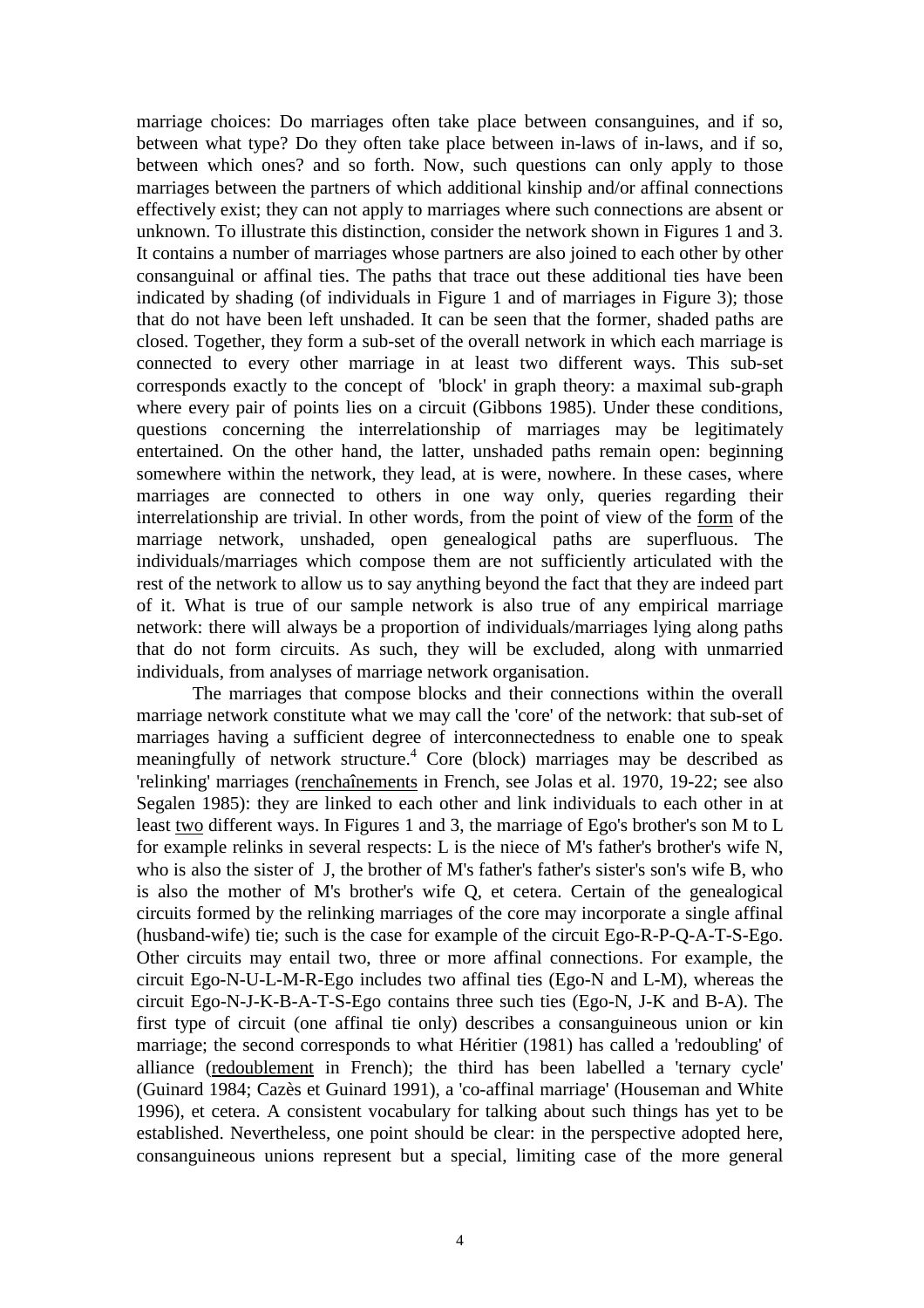marriage choices: Do marriages often take place between consanguines, and if so, between what type? Do they often take place between in-laws of in-laws, and if so, between which ones? and so forth. Now, such questions can only apply to those marriages between the partners of which additional kinship and/or affinal connections effectively exist; they can not apply to marriages where such connections are absent or unknown. To illustrate this distinction, consider the network shown in Figures 1 and 3. It contains a number of marriages whose partners are also joined to each other by other consanguinal or affinal ties. The paths that trace out these additional ties have been indicated by shading (of individuals in Figure 1 and of marriages in Figure 3); those that do not have been left unshaded. It can be seen that the former, shaded paths are closed. Together, they form a sub-set of the overall network in which each marriage is connected to every other marriage in at least two different ways. This sub-set corresponds exactly to the concept of 'block' in graph theory: a maximal sub-graph where every pair of points lies on a circuit (Gibbons 1985). Under these conditions, questions concerning the interrelationship of marriages may be legitimately entertained. On the other hand, the latter, unshaded paths remain open: beginning somewhere within the network, they lead, at is were, nowhere. In these cases, where marriages are connected to others in one way only, queries regarding their interrelationship are trivial. In other words, from the point of view of the <u>form</u> of the marriage network, unshaded, open genealogical paths are superfluous. The individuals/marriages which compose them are not sufficiently articulated with the rest of the network to allow us to say anything beyond the fact that they are indeed part of it. What is true of our sample network is also true of any empirical marriage network: there will always be a proportion of individuals/marriages lying along paths that do not form circuits. As such, they will be excluded, along with unmarried individuals, from analyses of marriage network organisation.

The marriages that compose blocks and their connections within the overall marriage network constitute what we may call the 'core' of the network: that sub-set of marriages having a sufficient degree of interconnectedness to enable one to speak meaningfully of network structure.[4] Core (block) marriages may be described as 'relinking' marriages (<u>renchaînements</u> in French, see Jolas et al. 1970, 19-22; see also Segalen 1985): they are linked to each other and link individuals to each other in at least <u>two</u> different ways. In Figures 1 and 3, the marriage of Ego's brother's son M to L for example relinks in several respects: L is the niece of M's father's brother's wife N, who is also the sister of J, the brother of M's father's father's sister's son's wife B, who is also the mother of M's brother's wife Q, et cetera. Certain of the genealogical circuits formed by the relinking marriages of the core may incorporate a single affinal (husband-wife) tie; such is the case for example of the circuit Ego-R-P-Q-A-T-S-Ego. Other circuits may entail two, three or more affinal connections. For example, the circuit Ego-N-U-L-M-R-Ego includes two affinal ties (Ego-N and L-M), whereas the circuit Ego-N-J-K-B-A-T-S-Ego contains three such ties (Ego-N, J-K and B-A). The first type of circuit (one affinal tie only) describes a consanguineous union or kin marriage; the second corresponds to what Héritier (1981) has called a 'redoubling' of alliance (<u>redoublement</u> in French); the third has been labelled a 'ternary cycle' (Guinard 1984; Cazès et Guinard 1991), a 'co-affinal marriage' (Houseman and White 1996), et cetera. A consistent vocabulary for talking about such things has yet to be established. Nevertheless, one point should be clear: in the perspective adopted here, consanguineous unions represent but a special, limiting case of the more general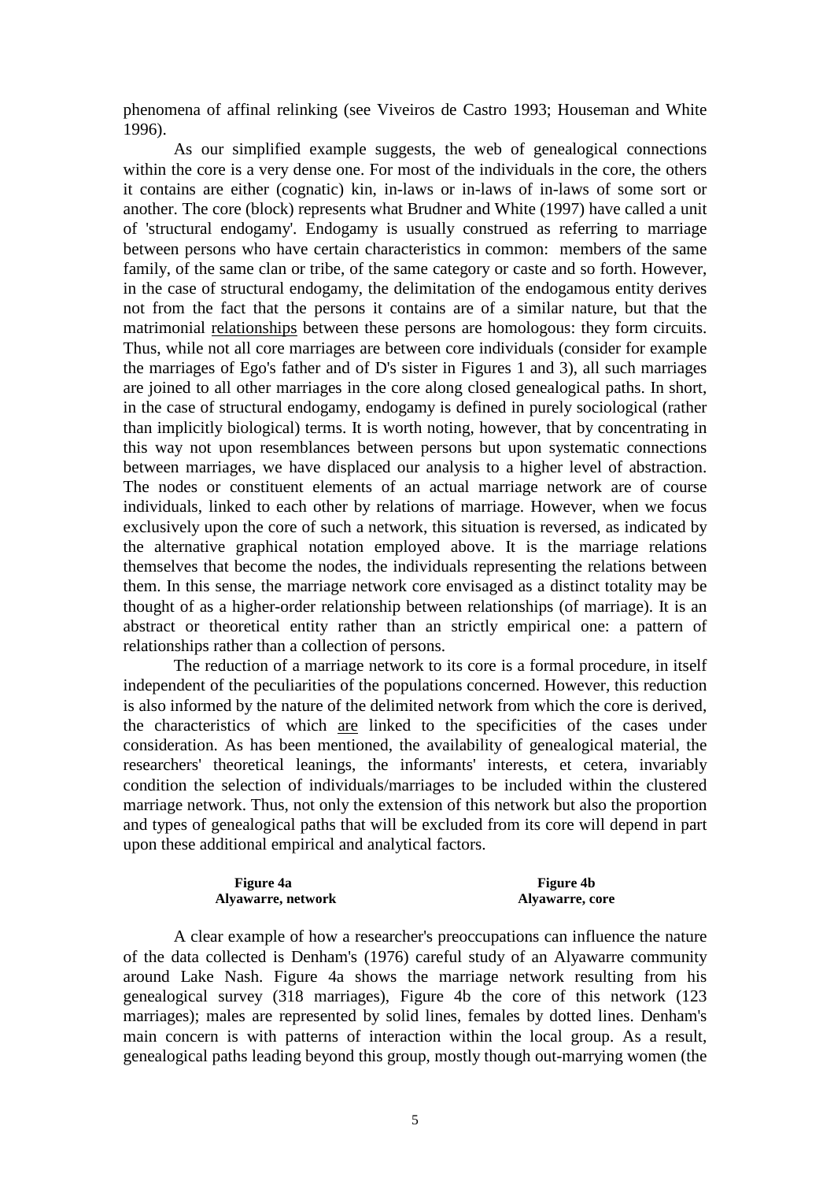phenomena of affinal relinking (see Viveiros de Castro 1993; Houseman and White 1996).

As our simplified example suggests, the web of genealogical connections within the core is a very dense one. For most of the individuals in the core, the others it contains are either (cognatic) kin, in-laws or in-laws of in-laws of some sort or another. The core (block) represents what Brudner and White (1997) have called a unit of 'structural endogamy'. Endogamy is usually construed as referring to marriage between persons who have certain characteristics in common: members of the same family, of the same clan or tribe, of the same category or caste and so forth. However, in the case of structural endogamy, the delimitation of the endogamous entity derives not from the fact that the persons it contains are of a similar nature, but that the matrimonial <u>relationships</u> between these persons are homologous: they form circuits. Thus, while not all core marriages are between core individuals (consider for example the marriages of Ego's father and of D's sister in Figures 1 and 3), all such marriages are joined to all other marriages in the core along closed genealogical paths. In short, in the case of structural endogamy, endogamy is defined in purely sociological (rather than implicitly biological) terms. It is worth noting, however, that by concentrating in this way not upon resemblances between persons but upon systematic connections between marriages, we have displaced our analysis to a higher level of abstraction. The nodes or constituent elements of an actual marriage network are of course individuals, linked to each other by relations of marriage. However, when we focus exclusively upon the core of such a network, this situation is reversed, as indicated by the alternative graphical notation employed above. It is the marriage relations themselves that become the nodes, the individuals representing the relations between them. In this sense, the marriage network core envisaged as a distinct totality may be thought of as a higher-order relationship between relationships (of marriage). It is an abstract or theoretical entity rather than an strictly empirical one: a pattern of relationships rather than a collection of persons.

The reduction of a marriage network to its core is a formal procedure, in itself independent of the peculiarities of the populations concerned. However, this reduction is also informed by the nature of the delimited network from which the core is derived, the characteristics of which <u>are</u> linked to the specificities of the cases under consideration. As has been mentioned, the availability of genealogical material, the researchers' theoretical leanings, the informants' interests, et cetera, invariably condition the selection of individuals/marriages to be included within the clustered marriage network. Thus, not only the extension of this network but also the proportion and types of genealogical paths that will be excluded from its core will depend in part upon these additional empirical and analytical factors.

**Figure 4a**
**Alyawarre, network**

**Figure 4b**
**Alyawarre, core**

A clear example of how a researcher's preoccupations can influence the nature of the data collected is Denham's (1976) careful study of an Alyawarre community around Lake Nash. Figure 4a shows the marriage network resulting from his genealogical survey (318 marriages), Figure 4b the core of this network (123 marriages); males are represented by solid lines, females by dotted lines. Denham's main concern is with patterns of interaction within the local group. As a result, genealogical paths leading beyond this group, mostly though out-marrying women (the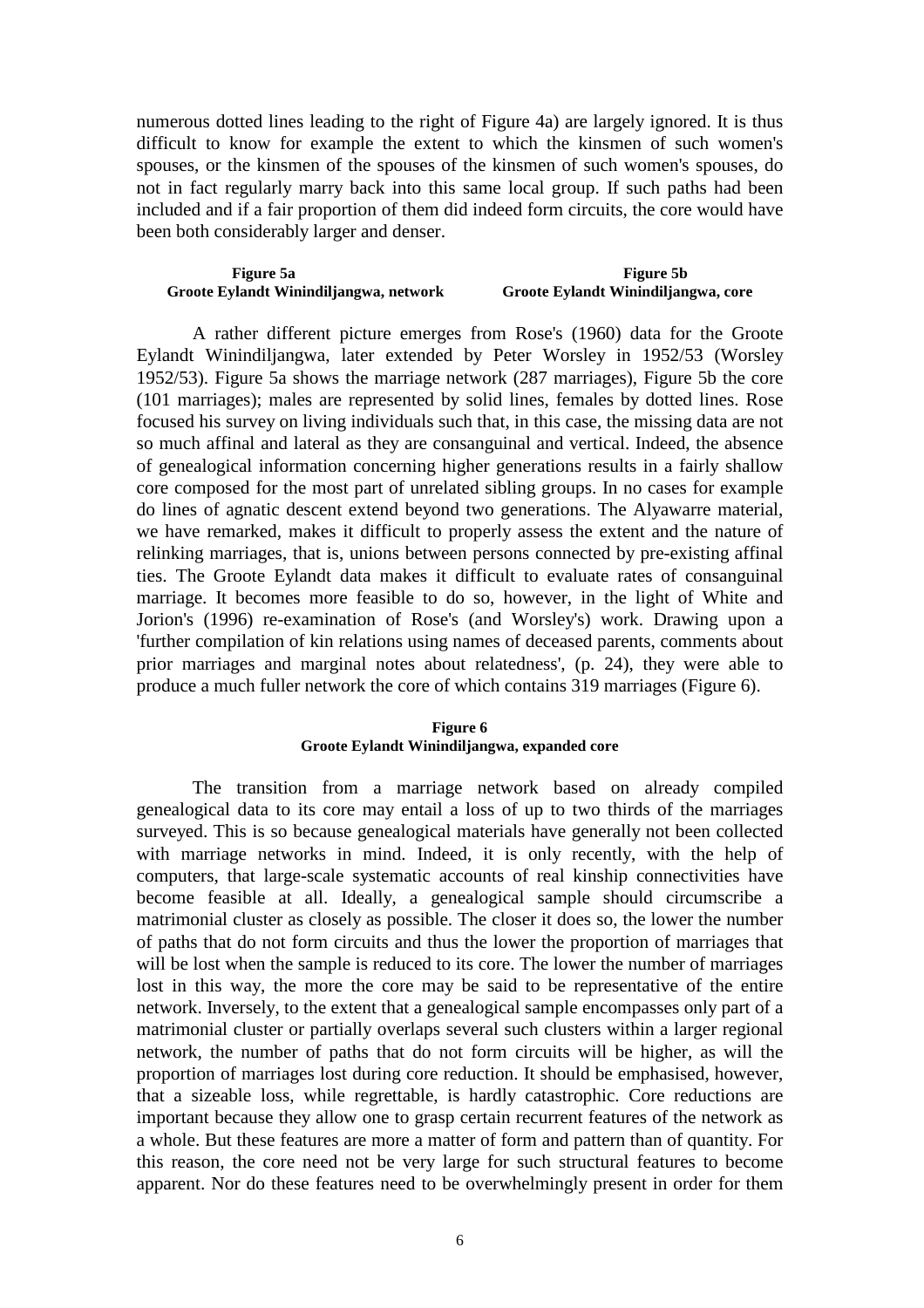numerous dotted lines leading to the right of Figure 4a) are largely ignored. It is thus difficult to know for example the extent to which the kinsmen of such women's spouses, or the kinsmen of the spouses of the kinsmen of such women's spouses, do not in fact regularly marry back into this same local group. If such paths had been included and if a fair proportion of them did indeed form circuits, the core would have been both considerably larger and denser.

**Figure 5a**
**Groote Eylandt Winindiljangwa, network**

**Figure 5b**
**Groote Eylandt Winindiljangwa, core**

A rather different picture emerges from Rose's (1960) data for the Groote Eylandt Winindiljangwa, later extended by Peter Worsley in 1952/53 (Worsley 1952/53). Figure 5a shows the marriage network (287 marriages), Figure 5b the core (101 marriages); males are represented by solid lines, females by dotted lines. Rose focused his survey on living individuals such that, in this case, the missing data are not so much affinal and lateral as they are consanguinal and vertical. Indeed, the absence of genealogical information concerning higher generations results in a fairly shallow core composed for the most part of unrelated sibling groups. In no cases for example do lines of agnatic descent extend beyond two generations. The Alyawarre material, we have remarked, makes it difficult to properly assess the extent and the nature of relinking marriages, that is, unions between persons connected by pre-existing affinal ties. The Groote Eylandt data makes it difficult to evaluate rates of consanguinal marriage. It becomes more feasible to do so, however, in the light of White and Jorion's (1996) re-examination of Rose's (and Worsley's) work. Drawing upon a 'further compilation of kin relations using names of deceased parents, comments about prior marriages and marginal notes about relatedness', (p. 24), they were able to produce a much fuller network the core of which contains 319 marriages (Figure 6).

**Figure 6**
**Groote Eylandt Winindiljangwa, expanded core**

The transition from a marriage network based on already compiled genealogical data to its core may entail a loss of up to two thirds of the marriages surveyed. This is so because genealogical materials have generally not been collected with marriage networks in mind. Indeed, it is only recently, with the help of computers, that large-scale systematic accounts of real kinship connectivities have become feasible at all. Ideally, a genealogical sample should circumscribe a matrimonial cluster as closely as possible. The closer it does so, the lower the number of paths that do not form circuits and thus the lower the proportion of marriages that will be lost when the sample is reduced to its core. The lower the number of marriages lost in this way, the more the core may be said to be representative of the entire network. Inversely, to the extent that a genealogical sample encompasses only part of a matrimonial cluster or partially overlaps several such clusters within a larger regional network, the number of paths that do not form circuits will be higher, as will the proportion of marriages lost during core reduction. It should be emphasised, however, that a sizeable loss, while regrettable, is hardly catastrophic. Core reductions are important because they allow one to grasp certain recurrent features of the network as a whole. But these features are more a matter of form and pattern than of quantity. For this reason, the core need not be very large for such structural features to become apparent. Nor do these features need to be overwhelmingly present in order for them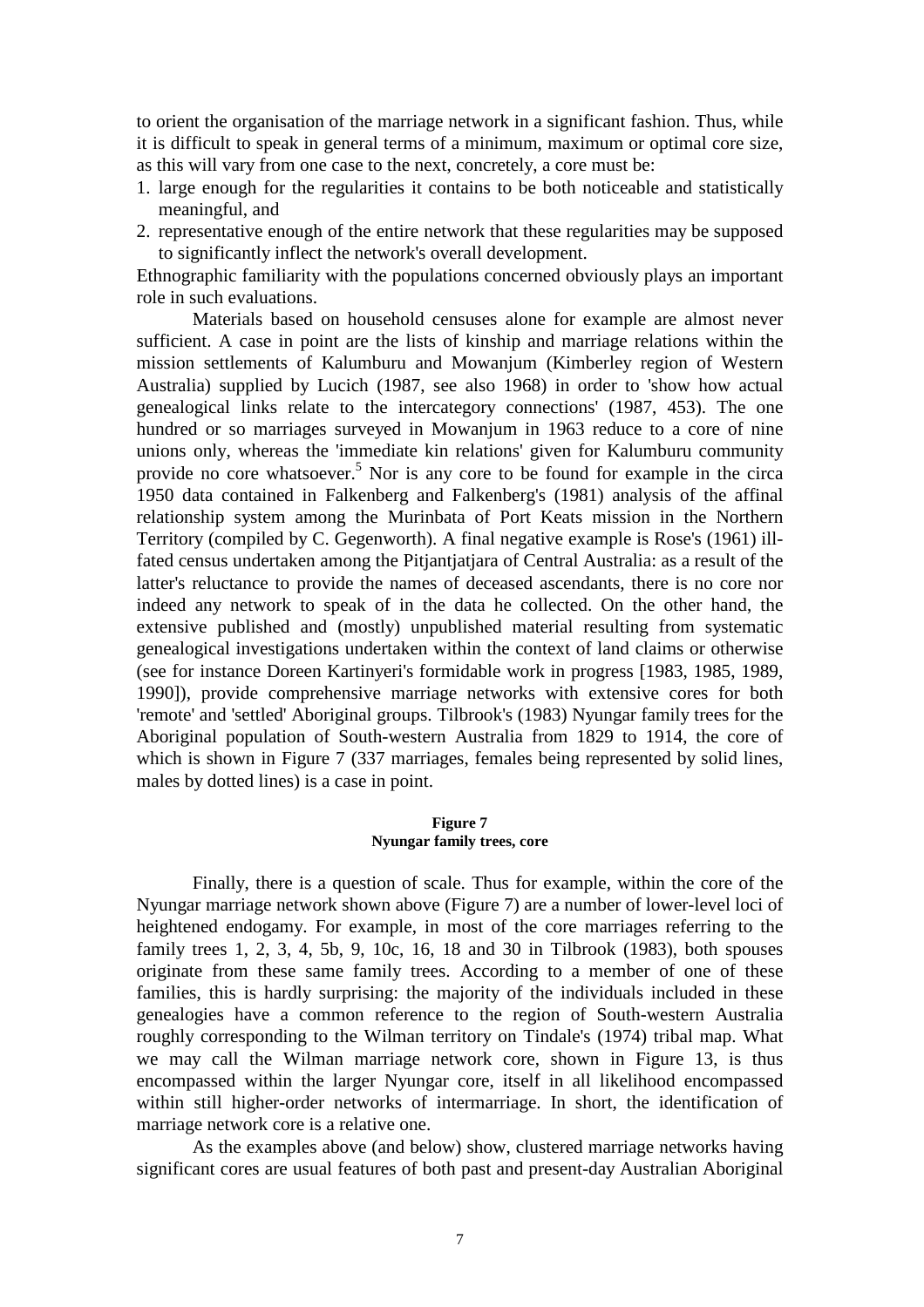to orient the organisation of the marriage network in a significant fashion. Thus, while it is difficult to speak in general terms of a minimum, maximum or optimal core size, as this will vary from one case to the next, concretely, a core must be:

1. large enough for the regularities it contains to be both noticeable and statistically meaningful, and
2. representative enough of the entire network that these regularities may be supposed to significantly inflect the network's overall development.

Ethnographic familiarity with the populations concerned obviously plays an important role in such evaluations.

Materials based on household censuses alone for example are almost never sufficient. A case in point are the lists of kinship and marriage relations within the mission settlements of Kalumburu and Mowanjum (Kimberley region of Western Australia) supplied by Lucich (1987, see also 1968) in order to 'show how actual genealogical links relate to the intercategory connections' (1987, 453). The one hundred or so marriages surveyed in Mowanjum in 1963 reduce to a core of nine unions only, whereas the 'immediate kin relations' given for Kalumburu community provide no core whatsoever.[5] Nor is any core to be found for example in the circa 1950 data contained in Falkenberg and Falkenberg's (1981) analysis of the affinal relationship system among the Murinbata of Port Keats mission in the Northern Territory (compiled by C. Gegenworth). A final negative example is Rose's (1961) ill-fated census undertaken among the Pitjantjatjara of Central Australia: as a result of the latter's reluctance to provide the names of deceased ascendants, there is no core nor indeed any network to speak of in the data he collected. On the other hand, the extensive published and (mostly) unpublished material resulting from systematic genealogical investigations undertaken within the context of land claims or otherwise (see for instance Doreen Kartinyeri's formidable work in progress [1983, 1985, 1989, 1990]), provide comprehensive marriage networks with extensive cores for both 'remote' and 'settled' Aboriginal groups. Tilbrook's (1983) Nyungar family trees for the Aboriginal population of South-western Australia from 1829 to 1914, the core of which is shown in Figure 7 (337 marriages, females being represented by solid lines, males by dotted lines) is a case in point.

**Figure 7**
**Nyungar family trees, core**

Finally, there is a question of scale. Thus for example, within the core of the Nyungar marriage network shown above (Figure 7) are a number of lower-level loci of heightened endogamy. For example, in most of the core marriages referring to the family trees 1, 2, 3, 4, 5b, 9, 10c, 16, 18 and 30 in Tilbrook (1983), both spouses originate from these same family trees. According to a member of one of these families, this is hardly surprising: the majority of the individuals included in these genealogies have a common reference to the region of South-western Australia roughly corresponding to the Wilman territory on Tindale's (1974) tribal map. What we may call the Wilman marriage network core, shown in Figure 13, is thus encompassed within the larger Nyungar core, itself in all likelihood encompassed within still higher-order networks of intermarriage. In short, the identification of marriage network core is a relative one.

As the examples above (and below) show, clustered marriage networks having significant cores are usual features of both past and present-day Australian Aboriginal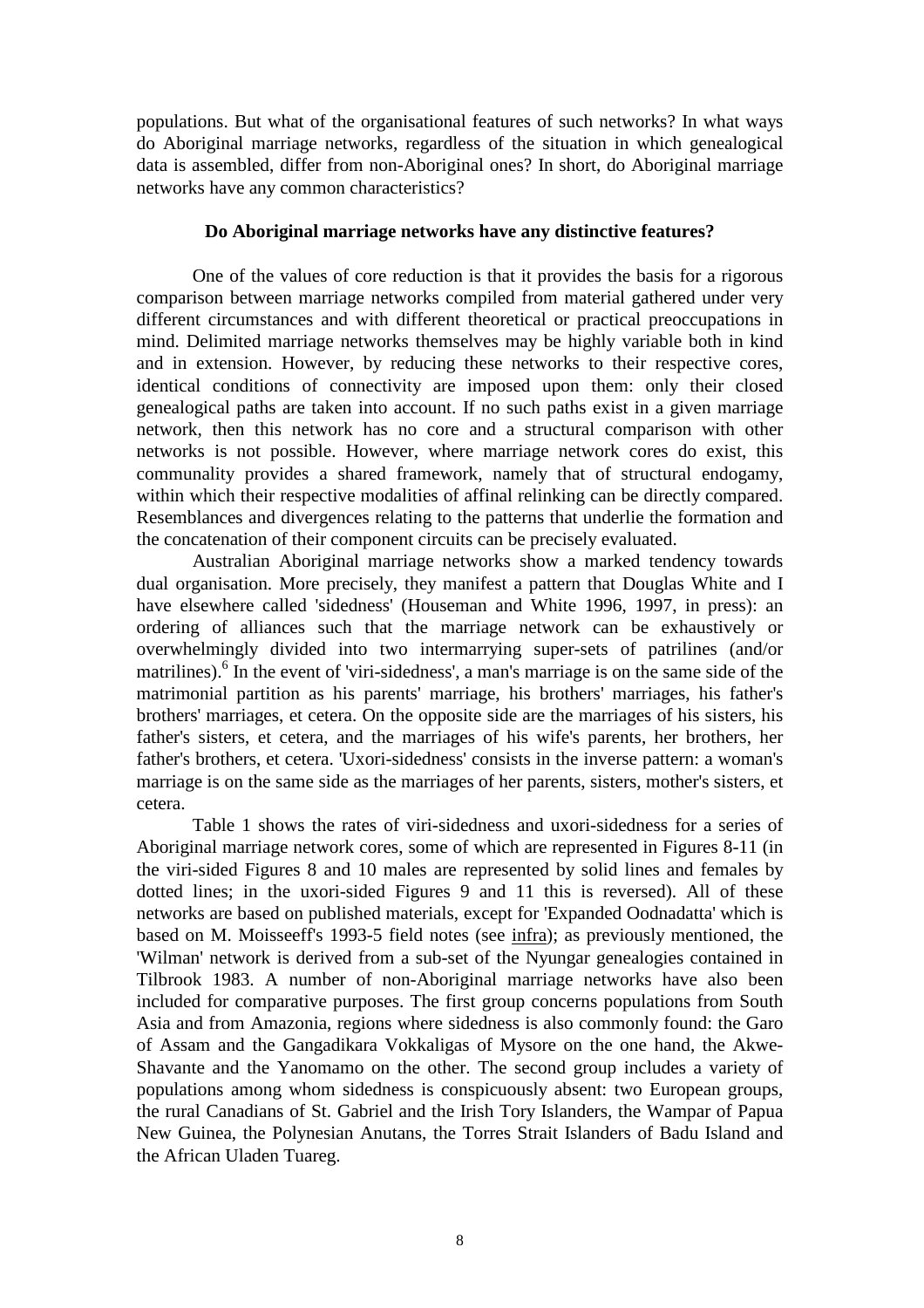populations. But what of the organisational features of such networks? In what ways do Aboriginal marriage networks, regardless of the situation in which genealogical data is assembled, differ from non-Aboriginal ones? In short, do Aboriginal marriage networks have any common characteristics?

### Do Aboriginal marriage networks have any distinctive features?

One of the values of core reduction is that it provides the basis for a rigorous comparison between marriage networks compiled from material gathered under very different circumstances and with different theoretical or practical preoccupations in mind. Delimited marriage networks themselves may be highly variable both in kind and in extension. However, by reducing these networks to their respective cores, identical conditions of connectivity are imposed upon them: only their closed genealogical paths are taken into account. If no such paths exist in a given marriage network, then this network has no core and a structural comparison with other networks is not possible. However, where marriage network cores do exist, this communality provides a shared framework, namely that of structural endogamy, within which their respective modalities of affinal relinking can be directly compared. Resemblances and divergences relating to the patterns that underlie the formation and the concatenation of their component circuits can be precisely evaluated.

Australian Aboriginal marriage networks show a marked tendency towards dual organisation. More precisely, they manifest a pattern that Douglas White and I have elsewhere called 'sidedness' (Houseman and White 1996, 1997, in press): an ordering of alliances such that the marriage network can be exhaustively or overwhelmingly divided into two intermarrying super-sets of patrilines (and/or matrilines).[6] In the event of 'viri-sidedness', a man's marriage is on the same side of the matrimonial partition as his parents' marriage, his brothers' marriages, his father's brothers' marriages, et cetera. On the opposite side are the marriages of his sisters, his father's sisters, et cetera, and the marriages of his wife's parents, her brothers, her father's brothers, et cetera. 'Uxori-sidedness' consists in the inverse pattern: a woman's marriage is on the same side as the marriages of her parents, sisters, mother's sisters, et cetera.

Table 1 shows the rates of viri-sidedness and uxori-sidedness for a series of Aboriginal marriage network cores, some of which are represented in Figures 8-11 (in the viri-sided Figures 8 and 10 males are represented by solid lines and females by dotted lines; in the uxori-sided Figures 9 and 11 this is reversed). All of these networks are based on published materials, except for 'Expanded Oodnadatta' which is based on M. Moisseeff's 1993-5 field notes (see infra); as previously mentioned, the 'Wilman' network is derived from a sub-set of the Nyungar genealogies contained in Tilbrook 1983. A number of non-Aboriginal marriage networks have also been included for comparative purposes. The first group concerns populations from South Asia and from Amazonia, regions where sidedness is also commonly found: the Garo of Assam and the Gangadikara Vokkaligas of Mysore on the one hand, the Akwe-Shavante and the Yanomamo on the other. The second group includes a variety of populations among whom sidedness is conspicuously absent: two European groups, the rural Canadians of St. Gabriel and the Irish Tory Islanders, the Wampar of Papua New Guinea, the Polynesian Anutans, the Torres Strait Islanders of Badu Island and the African Uladen Tuareg.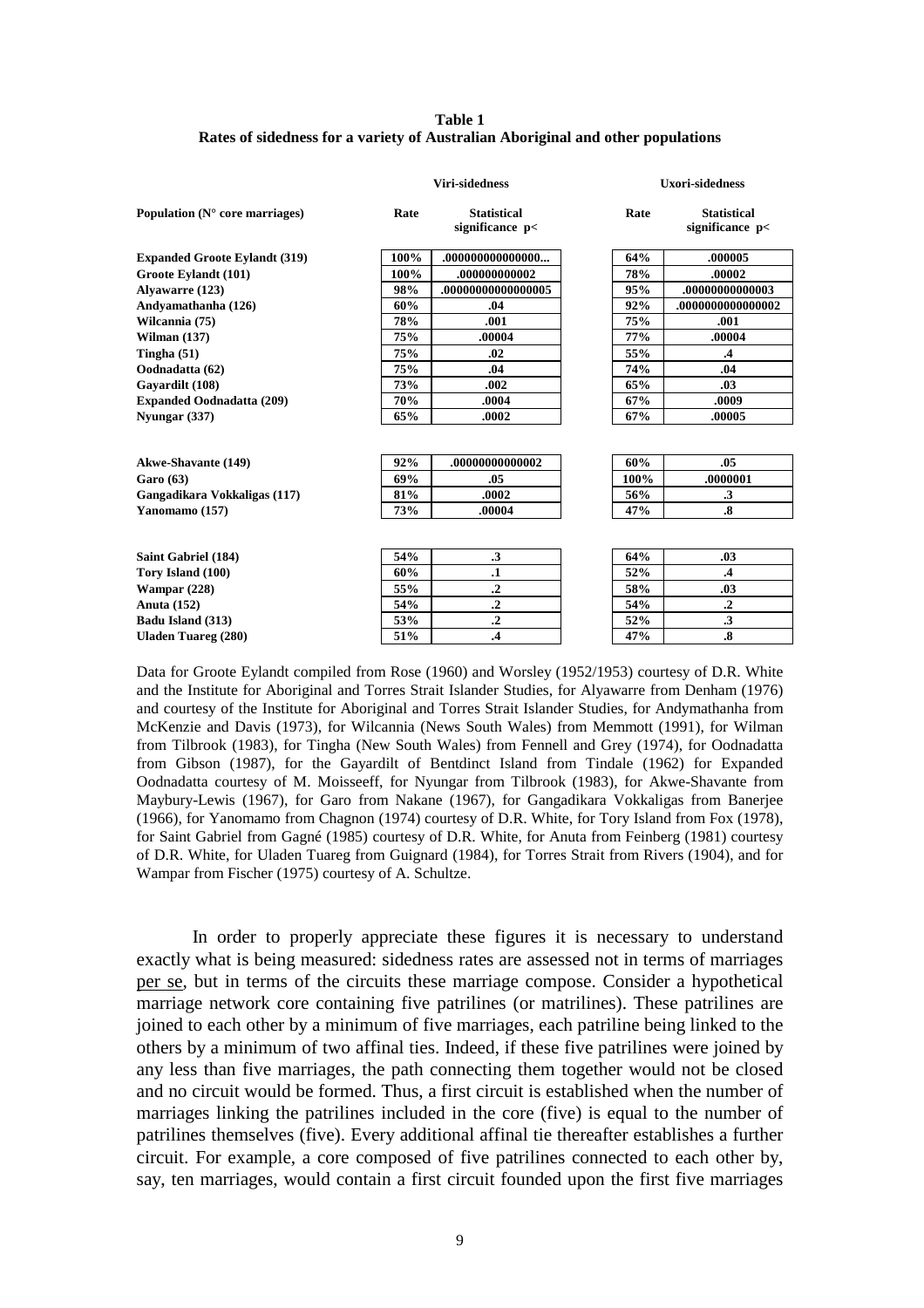**Table 1**
**Rates of sidedness for a variety of Australian Aboriginal and other populations**

| | Viri-sidedness | | Uxori-sidedness | |
|---|---|---|---|---|
| **Population (N° core marriages)** | **Rate** | **Statistical significance p<** | **Rate** | **Statistical significance p<** |
| **Expanded Groote Eylandt (319)** | **100%** | **.000000000000000...** | **64%** | **.000005** |
| **Groote Eylandt (101)** | **100%** | **.000000000002** | **78%** | **.00002** |
| **Alyawarre (123)** | **98%** | **.00000000000000005** | **95%** | **.00000000000003** |
| **Andyamathanha (126)** | **60%** | **.04** | **92%** | **.0000000000000002** |
| **Wilcannia (75)** | **78%** | **.001** | **75%** | **.001** |
| **Wilman (137)** | **75%** | **.00004** | **77%** | **.00004** |
| **Tingha (51)** | **75%** | **.02** | **55%** | **.4** |
| **Oodnadatta (62)** | **75%** | **.04** | **74%** | **.04** |
| **Gayardilt (108)** | **73%** | **.002** | **65%** | **.03** |
| **Expanded Oodnadatta (209)** | **70%** | **.0004** | **67%** | **.0009** |
| **Nyungar (337)** | **65%** | **.0002** | **67%** | **.00005** |
| | | | | |
| **Akwe-Shavante (149)** | **92%** | **.00000000000002** | **60%** | **.05** |
| **Garo (63)** | **69%** | **.05** | **100%** | **.0000001** |
| **Gangadikara Vokkaligas (117)** | **81%** | **.0002** | **56%** | **.3** |
| **Yanomamo (157)** | **73%** | **.00004** | **47%** | **.8** |
| | | | | |
| **Saint Gabriel (184)** | **54%** | **.3** | **64%** | **.03** |
| **Tory Island (100)** | **60%** | **.1** | **52%** | **.4** |
| **Wampar (228)** | **55%** | **.2** | **58%** | **.03** |
| **Anuta (152)** | **54%** | **.2** | **54%** | **.2** |
| **Badu Island (313)** | **53%** | **.2** | **52%** | **.3** |
| **Uladen Tuareg (280)** | **51%** | **.4** | **47%** | **.8** |

Data for Groote Eylandt compiled from Rose (1960) and Worsley (1952/1953) courtesy of D.R. White and the Institute for Aboriginal and Torres Strait Islander Studies, for Alyawarre from Denham (1976) and courtesy of the Institute for Aboriginal and Torres Strait Islander Studies, for Andymathanha from McKenzie and Davis (1973), for Wilcannia (News South Wales) from Memmott (1991), for Wilman from Tilbrook (1983), for Tingha (New South Wales) from Fennell and Grey (1974), for Oodnadatta from Gibson (1987), for the Gayardilt of Bentdinct Island from Tindale (1962) for Expanded Oodnadatta courtesy of M. Moisseeff, for Nyungar from Tilbrook (1983), for Akwe-Shavante from Maybury-Lewis (1967), for Garo from Nakane (1967), for Gangadikara Vokkaligas from Banerjee (1966), for Yanomamo from Chagnon (1974) courtesy of D.R. White, for Tory Island from Fox (1978), for Saint Gabriel from Gagné (1985) courtesy of D.R. White, for Anuta from Feinberg (1981) courtesy of D.R. White, for Uladen Tuareg from Guignard (1984), for Torres Strait from Rivers (1904), and for Wampar from Fischer (1975) courtesy of A. Schultze.

In order to properly appreciate these figures it is necessary to understand exactly what is being measured: sidedness rates are assessed not in terms of marriages per se, but in terms of the circuits these marriage compose. Consider a hypothetical marriage network core containing five patrilines (or matrilines). These patrilines are joined to each other by a minimum of five marriages, each patriline being linked to the others by a minimum of two affinal ties. Indeed, if these five patrilines were joined by any less than five marriages, the path connecting them together would not be closed and no circuit would be formed. Thus, a first circuit is established when the number of marriages linking the patrilines included in the core (five) is equal to the number of patrilines themselves (five). Every additional affinal tie thereafter establishes a further circuit. For example, a core composed of five patrilines connected to each other by, say, ten marriages, would contain a first circuit founded upon the first five marriages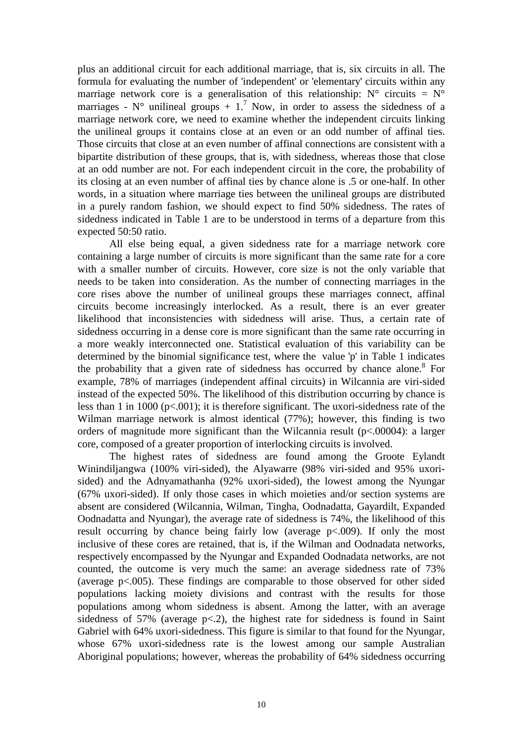plus an additional circuit for each additional marriage, that is, six circuits in all. The formula for evaluating the number of 'independent' or 'elementary' circuits within any marriage network core is a generalisation of this relationship: N° circuits = N° marriages - N° unilineal groups + 1.[7] Now, in order to assess the sidedness of a marriage network core, we need to examine whether the independent circuits linking the unilineal groups it contains close at an even or an odd number of affinal ties. Those circuits that close at an even number of affinal connections are consistent with a bipartite distribution of these groups, that is, with sidedness, whereas those that close at an odd number are not. For each independent circuit in the core, the probability of its closing at an even number of affinal ties by chance alone is .5 or one-half. In other words, in a situation where marriage ties between the unilineal groups are distributed in a purely random fashion, we should expect to find 50% sidedness. The rates of sidedness indicated in Table 1 are to be understood in terms of a departure from this expected 50:50 ratio.

All else being equal, a given sidedness rate for a marriage network core containing a large number of circuits is more significant than the same rate for a core with a smaller number of circuits. However, core size is not the only variable that needs to be taken into consideration. As the number of connecting marriages in the core rises above the number of unilineal groups these marriages connect, affinal circuits become increasingly interlocked. As a result, there is an ever greater likelihood that inconsistencies with sidedness will arise. Thus, a certain rate of sidedness occurring in a dense core is more significant than the same rate occurring in a more weakly interconnected one. Statistical evaluation of this variability can be determined by the binomial significance test, where the value 'p' in Table 1 indicates the probability that a given rate of sidedness has occurred by chance alone.[8] For example, 78% of marriages (independent affinal circuits) in Wilcannia are viri-sided instead of the expected 50%. The likelihood of this distribution occurring by chance is less than 1 in 1000 ($p<.001$); it is therefore significant. The uxori-sidedness rate of the Wilman marriage network is almost identical (77%); however, this finding is two orders of magnitude more significant than the Wilcannia result ($p<.00004$): a larger core, composed of a greater proportion of interlocking circuits is involved.

The highest rates of sidedness are found among the Groote Eylandt Winindiljangwa (100% viri-sided), the Alyawarre (98% viri-sided and 95% uxori-sided) and the Adnyamathanha (92% uxori-sided), the lowest among the Nyungar (67% uxori-sided). If only those cases in which moieties and/or section systems are absent are considered (Wilcannia, Wilman, Tingha, Oodnadatta, Gayardilt, Expanded Oodnadatta and Nyungar), the average rate of sidedness is 74%, the likelihood of this result occurring by chance being fairly low (average $p<.009$). If only the most inclusive of these cores are retained, that is, if the Wilman and Oodnadata networks, respectively encompassed by the Nyungar and Expanded Oodnadata networks, are not counted, the outcome is very much the same: an average sidedness rate of 73% (average $p<.005$). These findings are comparable to those observed for other sided populations lacking moiety divisions and contrast with the results for those populations among whom sidedness is absent. Among the latter, with an average sidedness of 57% (average $p<.2$), the highest rate for sidedness is found in Saint Gabriel with 64% uxori-sidedness. This figure is similar to that found for the Nyungar, whose 67% uxori-sidedness rate is the lowest among our sample Australian Aboriginal populations; however, whereas the probability of 64% sidedness occurring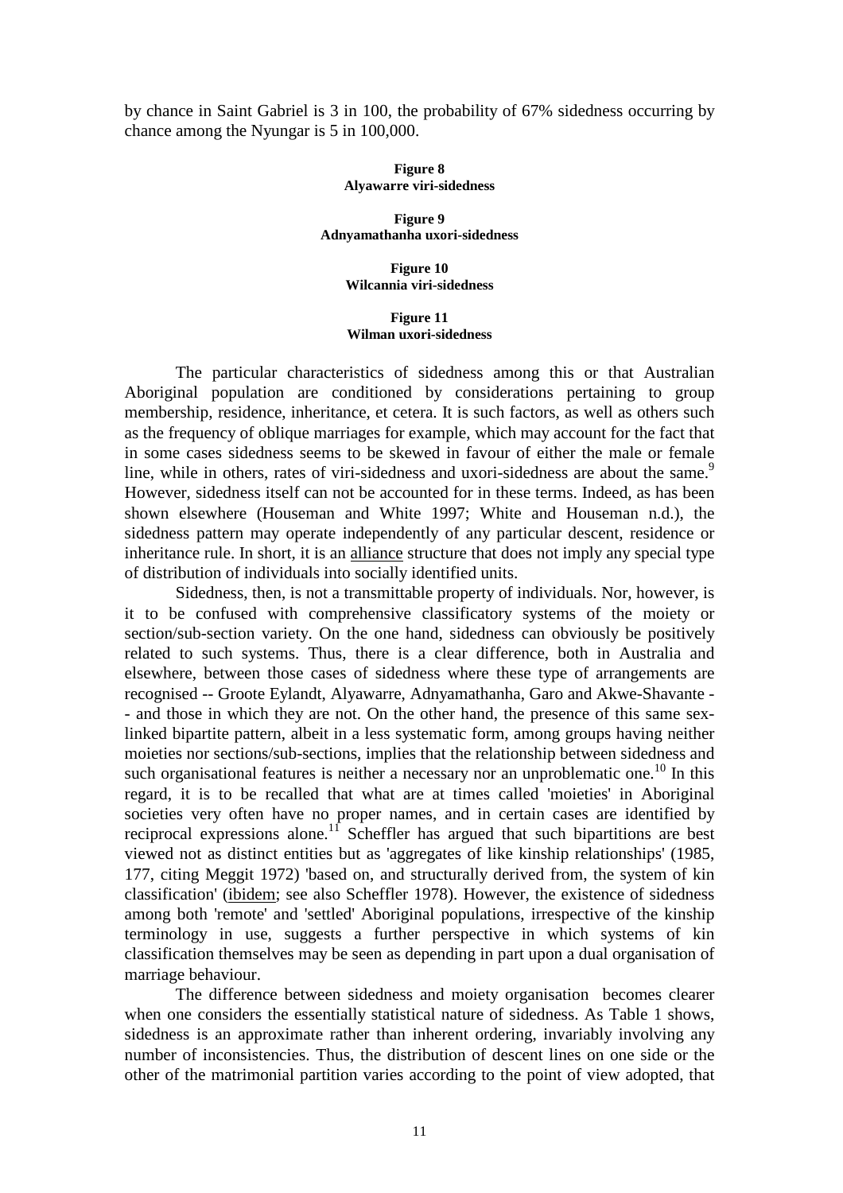by chance in Saint Gabriel is 3 in 100, the probability of 67% sidedness occurring by chance among the Nyungar is 5 in 100,000.

**Figure 8**
**Alyawarre viri-sidedness**

**Figure 9**
**Adnyamathanha uxori-sidedness**

**Figure 10**
**Wilcannia viri-sidedness**

**Figure 11**
**Wilman uxori-sidedness**

The particular characteristics of sidedness among this or that Australian Aboriginal population are conditioned by considerations pertaining to group membership, residence, inheritance, et cetera. It is such factors, as well as others such as the frequency of oblique marriages for example, which may account for the fact that in some cases sidedness seems to be skewed in favour of either the male or female line, while in others, rates of viri-sidedness and uxori-sidedness are about the same.[9] However, sidedness itself can not be accounted for in these terms. Indeed, as has been shown elsewhere (Houseman and White 1997; White and Houseman n.d.), the sidedness pattern may operate independently of any particular descent, residence or inheritance rule. In short, it is an alliance structure that does not imply any special type of distribution of individuals into socially identified units.

Sidedness, then, is not a transmittable property of individuals. Nor, however, is it to be confused with comprehensive classificatory systems of the moiety or section/sub-section variety. On the one hand, sidedness can obviously be positively related to such systems. Thus, there is a clear difference, both in Australia and elsewhere, between those cases of sidedness where these type of arrangements are recognised -- Groote Eylandt, Alyawarre, Adnyamathanha, Garo and Akwe-Shavante -- and those in which they are not. On the other hand, the presence of this same sex-linked bipartite pattern, albeit in a less systematic form, among groups having neither moieties nor sections/sub-sections, implies that the relationship between sidedness and such organisational features is neither a necessary nor an unproblematic one.[10] In this regard, it is to be recalled that what are at times called 'moieties' in Aboriginal societies very often have no proper names, and in certain cases are identified by reciprocal expressions alone.[11] Scheffler has argued that such bipartitions are best viewed not as distinct entities but as 'aggregates of like kinship relationships' (1985, 177, citing Meggit 1972) 'based on, and structurally derived from, the system of kin classification' (ibidem; see also Scheffler 1978). However, the existence of sidedness among both 'remote' and 'settled' Aboriginal populations, irrespective of the kinship terminology in use, suggests a further perspective in which systems of kin classification themselves may be seen as depending in part upon a dual organisation of marriage behaviour.

The difference between sidedness and moiety organisation becomes clearer when one considers the essentially statistical nature of sidedness. As Table 1 shows, sidedness is an approximate rather than inherent ordering, invariably involving any number of inconsistencies. Thus, the distribution of descent lines on one side or the other of the matrimonial partition varies according to the point of view adopted, that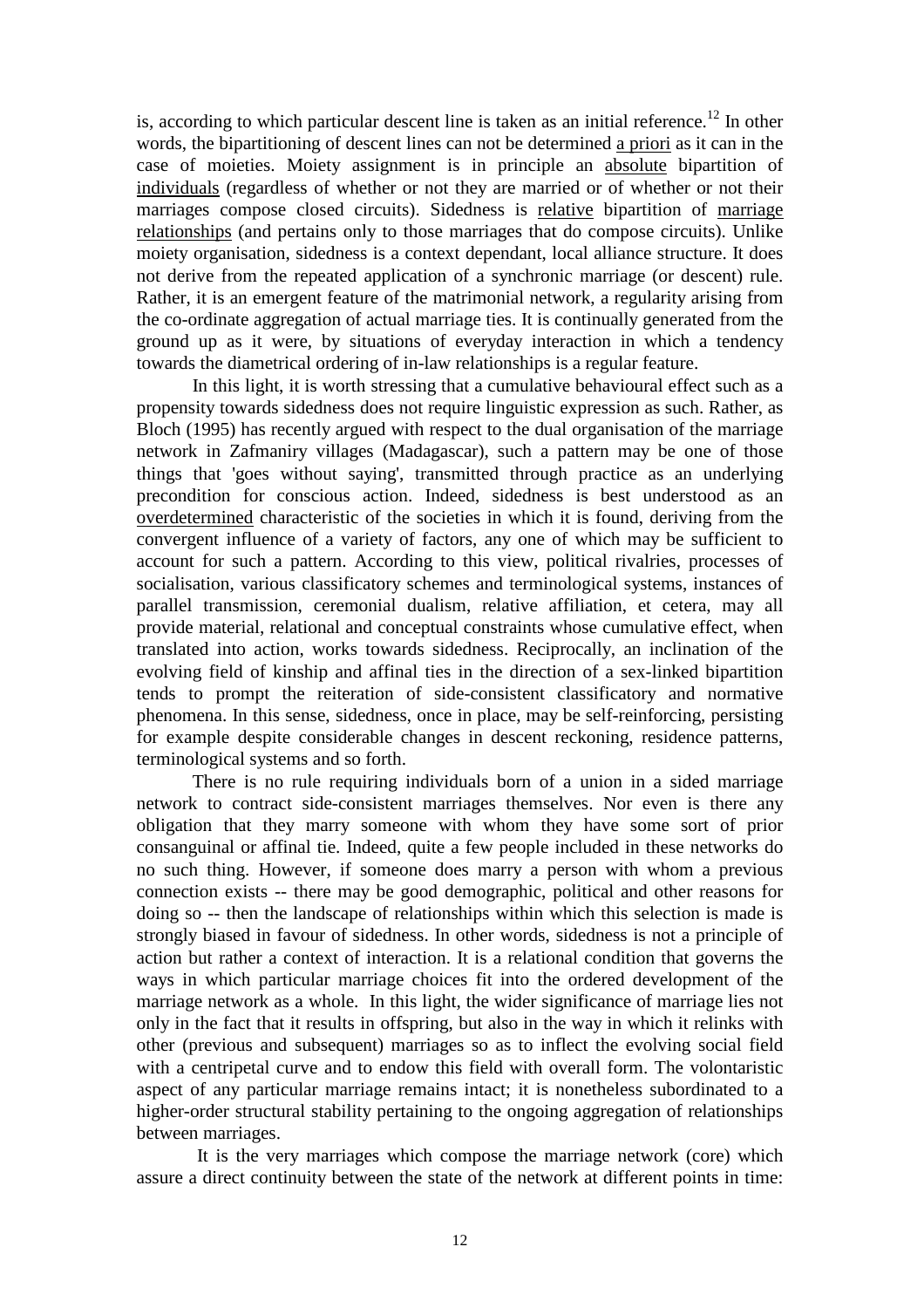is, according to which particular descent line is taken as an initial reference.[12] In other words, the bipartitioning of descent lines can not be determined a priori as it can in the case of moieties. Moiety assignment is in principle an absolute bipartition of individuals (regardless of whether or not they are married or of whether or not their marriages compose closed circuits). Sidedness is relative bipartition of marriage relationships (and pertains only to those marriages that do compose circuits). Unlike moiety organisation, sidedness is a context dependant, local alliance structure. It does not derive from the repeated application of a synchronic marriage (or descent) rule. Rather, it is an emergent feature of the matrimonial network, a regularity arising from the co-ordinate aggregation of actual marriage ties. It is continually generated from the ground up as it were, by situations of everyday interaction in which a tendency towards the diametrical ordering of in-law relationships is a regular feature.

In this light, it is worth stressing that a cumulative behavioural effect such as a propensity towards sidedness does not require linguistic expression as such. Rather, as Bloch (1995) has recently argued with respect to the dual organisation of the marriage network in Zafmaniry villages (Madagascar), such a pattern may be one of those things that 'goes without saying', transmitted through practice as an underlying precondition for conscious action. Indeed, sidedness is best understood as an overdetermined characteristic of the societies in which it is found, deriving from the convergent influence of a variety of factors, any one of which may be sufficient to account for such a pattern. According to this view, political rivalries, processes of socialisation, various classificatory schemes and terminological systems, instances of parallel transmission, ceremonial dualism, relative affiliation, et cetera, may all provide material, relational and conceptual constraints whose cumulative effect, when translated into action, works towards sidedness. Reciprocally, an inclination of the evolving field of kinship and affinal ties in the direction of a sex-linked bipartition tends to prompt the reiteration of side-consistent classificatory and normative phenomena. In this sense, sidedness, once in place, may be self-reinforcing, persisting for example despite considerable changes in descent reckoning, residence patterns, terminological systems and so forth.

There is no rule requiring individuals born of a union in a sided marriage network to contract side-consistent marriages themselves. Nor even is there any obligation that they marry someone with whom they have some sort of prior consanguinal or affinal tie. Indeed, quite a few people included in these networks do no such thing. However, if someone does marry a person with whom a previous connection exists -- there may be good demographic, political and other reasons for doing so -- then the landscape of relationships within which this selection is made is strongly biased in favour of sidedness. In other words, sidedness is not a principle of action but rather a context of interaction. It is a relational condition that governs the ways in which particular marriage choices fit into the ordered development of the marriage network as a whole. In this light, the wider significance of marriage lies not only in the fact that it results in offspring, but also in the way in which it relinks with other (previous and subsequent) marriages so as to inflect the evolving social field with a centripetal curve and to endow this field with overall form. The volontaristic aspect of any particular marriage remains intact; it is nonetheless subordinated to a higher-order structural stability pertaining to the ongoing aggregation of relationships between marriages.

It is the very marriages which compose the marriage network (core) which assure a direct continuity between the state of the network at different points in time: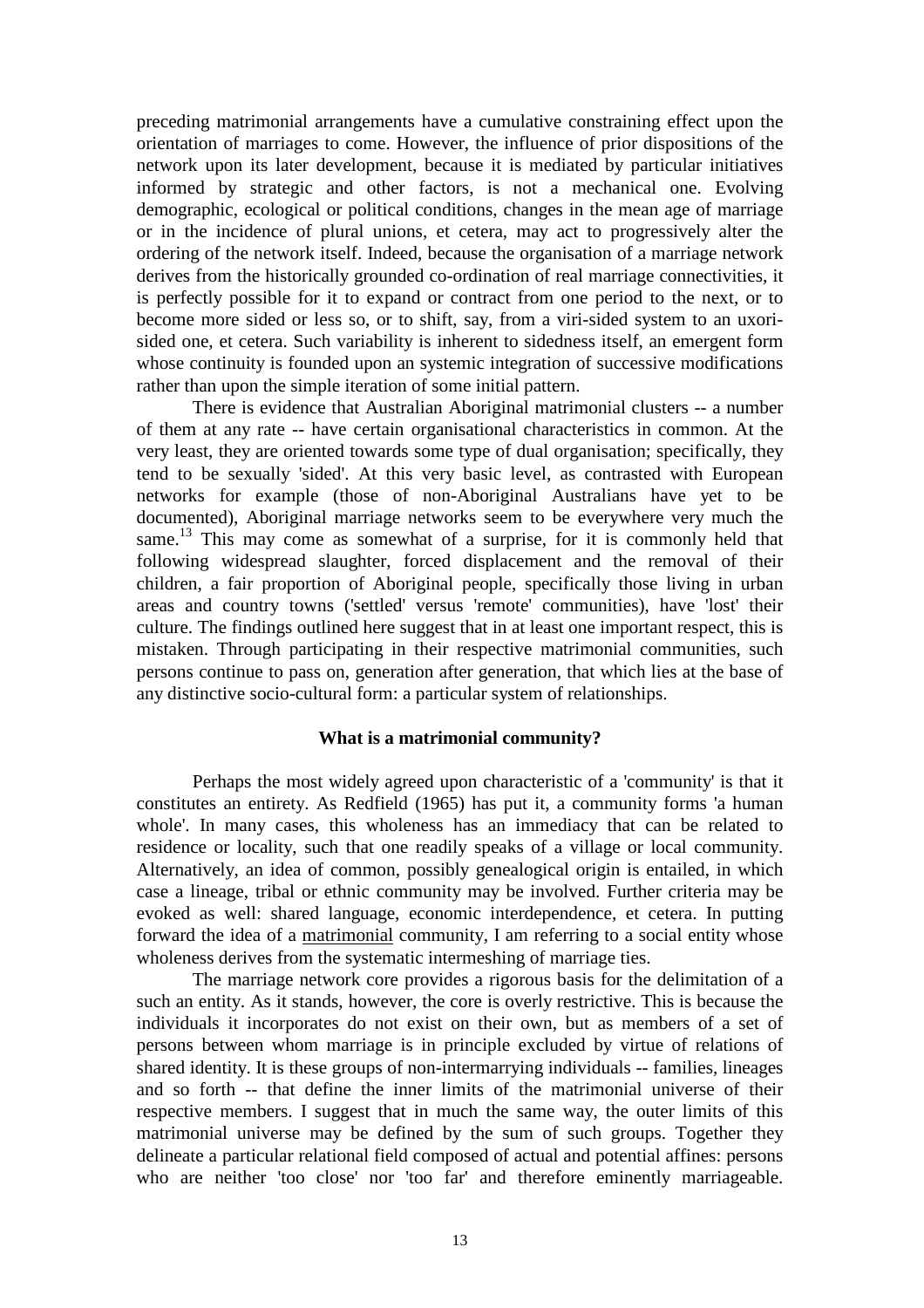preceding matrimonial arrangements have a cumulative constraining effect upon the orientation of marriages to come. However, the influence of prior dispositions of the network upon its later development, because it is mediated by particular initiatives informed by strategic and other factors, is not a mechanical one. Evolving demographic, ecological or political conditions, changes in the mean age of marriage or in the incidence of plural unions, et cetera, may act to progressively alter the ordering of the network itself. Indeed, because the organisation of a marriage network derives from the historically grounded co-ordination of real marriage connectivities, it is perfectly possible for it to expand or contract from one period to the next, or to become more sided or less so, or to shift, say, from a viri-sided system to an uxori-sided one, et cetera. Such variability is inherent to sidedness itself, an emergent form whose continuity is founded upon an systemic integration of successive modifications rather than upon the simple iteration of some initial pattern.

There is evidence that Australian Aboriginal matrimonial clusters -- a number of them at any rate -- have certain organisational characteristics in common. At the very least, they are oriented towards some type of dual organisation; specifically, they tend to be sexually 'sided'. At this very basic level, as contrasted with European networks for example (those of non-Aboriginal Australians have yet to be documented), Aboriginal marriage networks seem to be everywhere very much the same.[13] This may come as somewhat of a surprise, for it is commonly held that following widespread slaughter, forced displacement and the removal of their children, a fair proportion of Aboriginal people, specifically those living in urban areas and country towns ('settled' versus 'remote' communities), have 'lost' their culture. The findings outlined here suggest that in at least one important respect, this is mistaken. Through participating in their respective matrimonial communities, such persons continue to pass on, generation after generation, that which lies at the base of any distinctive socio-cultural form: a particular system of relationships.

## What is a matrimonial community?

Perhaps the most widely agreed upon characteristic of a 'community' is that it constitutes an entirety. As Redfield (1965) has put it, a community forms 'a human whole'. In many cases, this wholeness has an immediacy that can be related to residence or locality, such that one readily speaks of a village or local community. Alternatively, an idea of common, possibly genealogical origin is entailed, in which case a lineage, tribal or ethnic community may be involved. Further criteria may be evoked as well: shared language, economic interdependence, et cetera. In putting forward the idea of a <u>matrimonial</u> community, I am referring to a social entity whose wholeness derives from the systematic intermeshing of marriage ties.

The marriage network core provides a rigorous basis for the delimitation of a such an entity. As it stands, however, the core is overly restrictive. This is because the individuals it incorporates do not exist on their own, but as members of a set of persons between whom marriage is in principle excluded by virtue of relations of shared identity. It is these groups of non-intermarrying individuals -- families, lineages and so forth -- that define the inner limits of the matrimonial universe of their respective members. I suggest that in much the same way, the outer limits of this matrimonial universe may be defined by the sum of such groups. Together they delineate a particular relational field composed of actual and potential affines: persons who are neither 'too close' nor 'too far' and therefore eminently marriageable.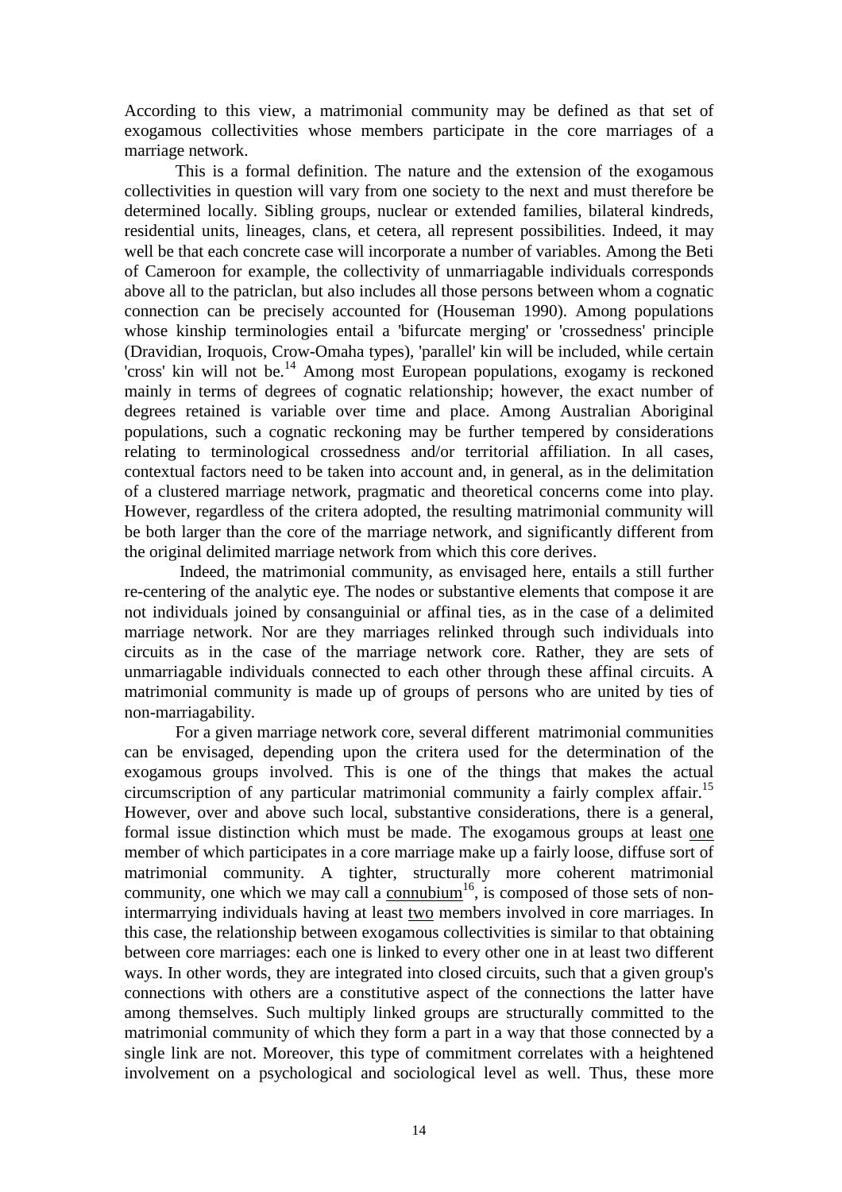According to this view, a matrimonial community may be defined as that set of exogamous collectivities whose members participate in the core marriages of a marriage network.

This is a formal definition. The nature and the extension of the exogamous collectivities in question will vary from one society to the next and must therefore be determined locally. Sibling groups, nuclear or extended families, bilateral kindreds, residential units, lineages, clans, et cetera, all represent possibilities. Indeed, it may well be that each concrete case will incorporate a number of variables. Among the Beti of Cameroon for example, the collectivity of unmarriagable individuals corresponds above all to the patriclan, but also includes all those persons between whom a cognatic connection can be precisely accounted for (Houseman 1990). Among populations whose kinship terminologies entail a 'bifurcate merging' or 'crossedness' principle (Dravidian, Iroquois, Crow-Omaha types), 'parallel' kin will be included, while certain 'cross' kin will not be.[14] Among most European populations, exogamy is reckoned mainly in terms of degrees of cognatic relationship; however, the exact number of degrees retained is variable over time and place. Among Australian Aboriginal populations, such a cognatic reckoning may be further tempered by considerations relating to terminological crossedness and/or territorial affiliation. In all cases, contextual factors need to be taken into account and, in general, as in the delimitation of a clustered marriage network, pragmatic and theoretical concerns come into play. However, regardless of the critera adopted, the resulting matrimonial community will be both larger than the core of the marriage network, and significantly different from the original delimited marriage network from which this core derives.

Indeed, the matrimonial community, as envisaged here, entails a still further re-centering of the analytic eye. The nodes or substantive elements that compose it are not individuals joined by consanguinial or affinal ties, as in the case of a delimited marriage network. Nor are they marriages relinked through such individuals into circuits as in the case of the marriage network core. Rather, they are sets of unmarriagable individuals connected to each other through these affinal circuits. A matrimonial community is made up of groups of persons who are united by ties of non-marriagability.

For a given marriage network core, several different matrimonial communities can be envisaged, depending upon the critera used for the determination of the exogamous groups involved. This is one of the things that makes the actual circumscription of any particular matrimonial community a fairly complex affair.[15] However, over and above such local, substantive considerations, there is a general, formal issue distinction which must be made. The exogamous groups at least <u>one</u> member of which participates in a core marriage make up a fairly loose, diffuse sort of matrimonial community. A tighter, structurally more coherent matrimonial community, one which we may call a <u>connubium</u>[16], is composed of those sets of non-intermarrying individuals having at least <u>two</u> members involved in core marriages. In this case, the relationship between exogamous collectivities is similar to that obtaining between core marriages: each one is linked to every other one in at least two different ways. In other words, they are integrated into closed circuits, such that a given group's connections with others are a constitutive aspect of the connections the latter have among themselves. Such multiply linked groups are structurally committed to the matrimonial community of which they form a part in a way that those connected by a single link are not. Moreover, this type of commitment correlates with a heightened involvement on a psychological and sociological level as well. Thus, these more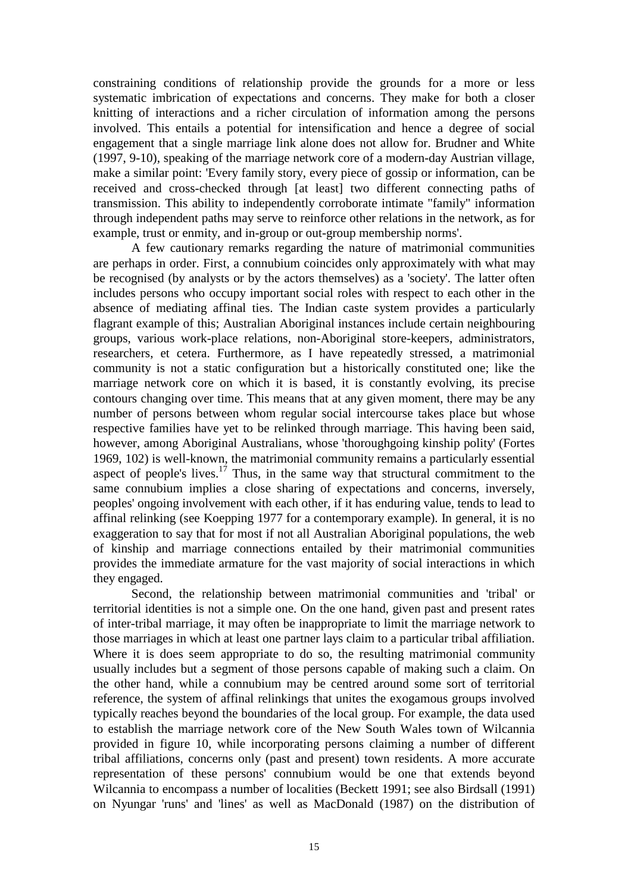constraining conditions of relationship provide the grounds for a more or less systematic imbrication of expectations and concerns. They make for both a closer knitting of interactions and a richer circulation of information among the persons involved. This entails a potential for intensification and hence a degree of social engagement that a single marriage link alone does not allow for. Brudner and White (1997, 9-10), speaking of the marriage network core of a modern-day Austrian village, make a similar point: 'Every family story, every piece of gossip or information, can be received and cross-checked through [at least] two different connecting paths of transmission. This ability to independently corroborate intimate "family" information through independent paths may serve to reinforce other relations in the network, as for example, trust or enmity, and in-group or out-group membership norms'.

A few cautionary remarks regarding the nature of matrimonial communities are perhaps in order. First, a connubium coincides only approximately with what may be recognised (by analysts or by the actors themselves) as a 'society'. The latter often includes persons who occupy important social roles with respect to each other in the absence of mediating affinal ties. The Indian caste system provides a particularly flagrant example of this; Australian Aboriginal instances include certain neighbouring groups, various work-place relations, non-Aboriginal store-keepers, administrators, researchers, et cetera. Furthermore, as I have repeatedly stressed, a matrimonial community is not a static configuration but a historically constituted one; like the marriage network core on which it is based, it is constantly evolving, its precise contours changing over time. This means that at any given moment, there may be any number of persons between whom regular social intercourse takes place but whose respective families have yet to be relinked through marriage. This having been said, however, among Aboriginal Australians, whose 'thoroughgoing kinship polity' (Fortes 1969, 102) is well-known, the matrimonial community remains a particularly essential aspect of people's lives.[17] Thus, in the same way that structural commitment to the same connubium implies a close sharing of expectations and concerns, inversely, peoples' ongoing involvement with each other, if it has enduring value, tends to lead to affinal relinking (see Koepping 1977 for a contemporary example). In general, it is no exaggeration to say that for most if not all Australian Aboriginal populations, the web of kinship and marriage connections entailed by their matrimonial communities provides the immediate armature for the vast majority of social interactions in which they engaged.

Second, the relationship between matrimonial communities and 'tribal' or territorial identities is not a simple one. On the one hand, given past and present rates of inter-tribal marriage, it may often be inappropriate to limit the marriage network to those marriages in which at least one partner lays claim to a particular tribal affiliation. Where it is does seem appropriate to do so, the resulting matrimonial community usually includes but a segment of those persons capable of making such a claim. On the other hand, while a connubium may be centred around some sort of territorial reference, the system of affinal relinkings that unites the exogamous groups involved typically reaches beyond the boundaries of the local group. For example, the data used to establish the marriage network core of the New South Wales town of Wilcannia provided in figure 10, while incorporating persons claiming a number of different tribal affiliations, concerns only (past and present) town residents. A more accurate representation of these persons' connubium would be one that extends beyond Wilcannia to encompass a number of localities (Beckett 1991; see also Birdsall (1991) on Nyungar 'runs' and 'lines' as well as MacDonald (1987) on the distribution of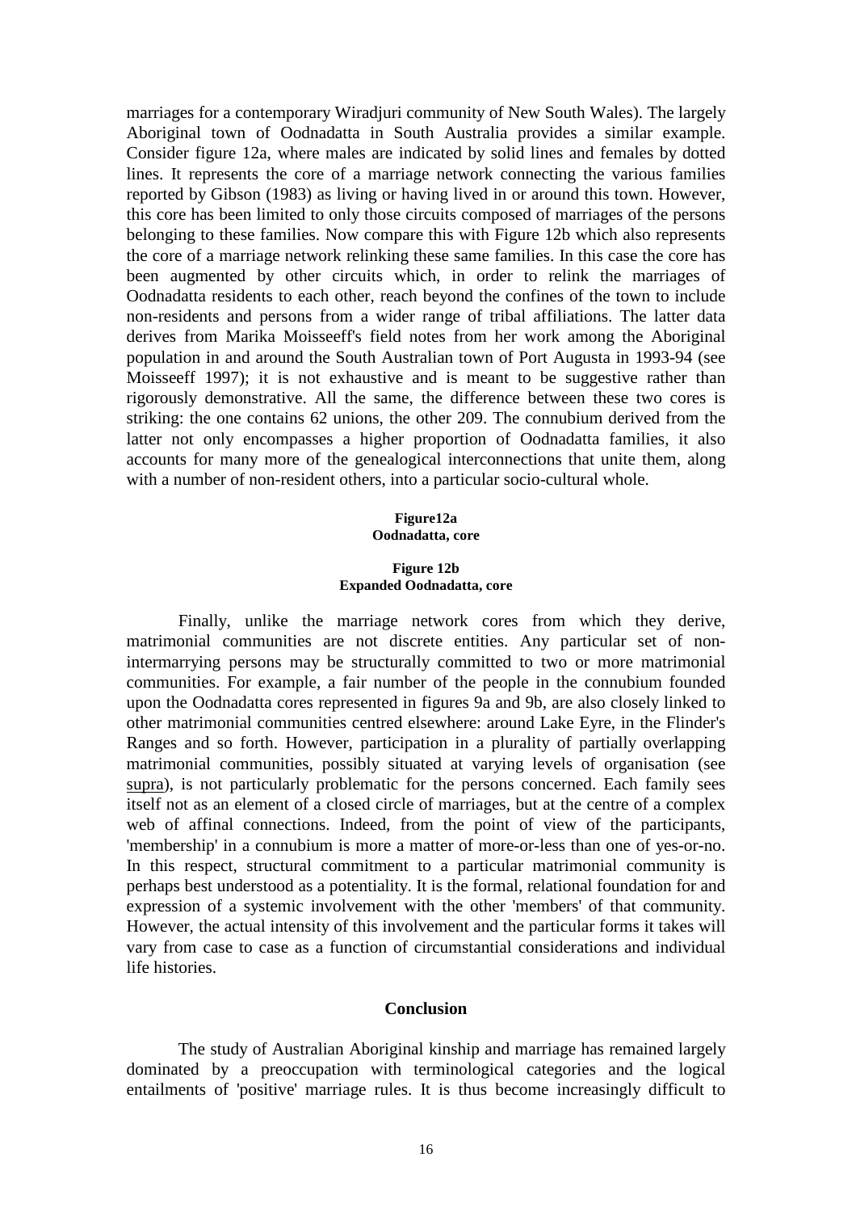marriages for a contemporary Wiradjuri community of New South Wales). The largely Aboriginal town of Oodnadatta in South Australia provides a similar example. Consider figure 12a, where males are indicated by solid lines and females by dotted lines. It represents the core of a marriage network connecting the various families reported by Gibson (1983) as living or having lived in or around this town. However, this core has been limited to only those circuits composed of marriages of the persons belonging to these families. Now compare this with Figure 12b which also represents the core of a marriage network relinking these same families. In this case the core has been augmented by other circuits which, in order to relink the marriages of Oodnadatta residents to each other, reach beyond the confines of the town to include non-residents and persons from a wider range of tribal affiliations. The latter data derives from Marika Moisseeff's field notes from her work among the Aboriginal population in and around the South Australian town of Port Augusta in 1993-94 (see Moisseeff 1997); it is not exhaustive and is meant to be suggestive rather than rigorously demonstrative. All the same, the difference between these two cores is striking: the one contains 62 unions, the other 209. The connubium derived from the latter not only encompasses a higher proportion of Oodnadatta families, it also accounts for many more of the genealogical interconnections that unite them, along with a number of non-resident others, into a particular socio-cultural whole.

**Figure12a**
**Oodnadatta, core**

**Figure 12b**
**Expanded Oodnadatta, core**

Finally, unlike the marriage network cores from which they derive, matrimonial communities are not discrete entities. Any particular set of non-intermarrying persons may be structurally committed to two or more matrimonial communities. For example, a fair number of the people in the connubium founded upon the Oodnadatta cores represented in figures 9a and 9b, are also closely linked to other matrimonial communities centred elsewhere: around Lake Eyre, in the Flinder's Ranges and so forth. However, participation in a plurality of partially overlapping matrimonial communities, possibly situated at varying levels of organisation (see supra), is not particularly problematic for the persons concerned. Each family sees itself not as an element of a closed circle of marriages, but at the centre of a complex web of affinal connections. Indeed, from the point of view of the participants, 'membership' in a connubium is more a matter of more-or-less than one of yes-or-no. In this respect, structural commitment to a particular matrimonial community is perhaps best understood as a potentiality. It is the formal, relational foundation for and expression of a systemic involvement with the other 'members' of that community. However, the actual intensity of this involvement and the particular forms it takes will vary from case to case as a function of circumstantial considerations and individual life histories.

## Conclusion

The study of Australian Aboriginal kinship and marriage has remained largely dominated by a preoccupation with terminological categories and the logical entailments of 'positive' marriage rules. It is thus become increasingly difficult to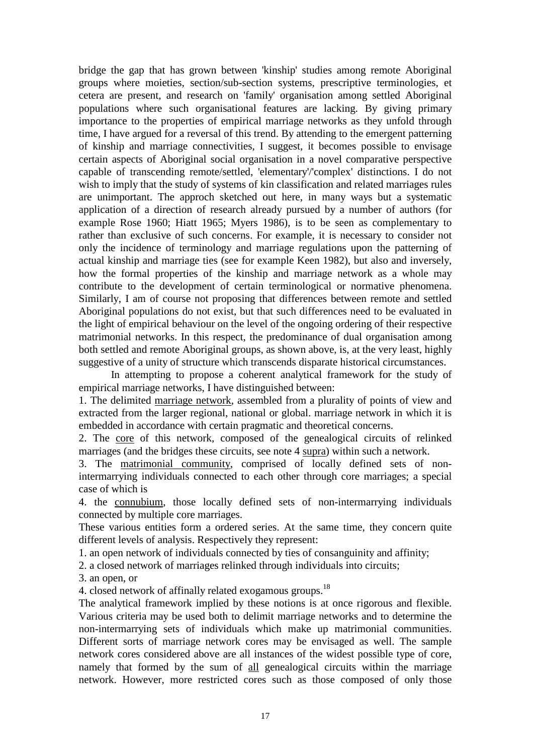bridge the gap that has grown between 'kinship' studies among remote Aboriginal groups where moieties, section/sub-section systems, prescriptive terminologies, et cetera are present, and research on 'family' organisation among settled Aboriginal populations where such organisational features are lacking. By giving primary importance to the properties of empirical marriage networks as they unfold through time, I have argued for a reversal of this trend. By attending to the emergent patterning of kinship and marriage connectivities, I suggest, it becomes possible to envisage certain aspects of Aboriginal social organisation in a novel comparative perspective capable of transcending remote/settled, 'elementary'/'complex' distinctions. I do not wish to imply that the study of systems of kin classification and related marriages rules are unimportant. The approch sketched out here, in many ways but a systematic application of a direction of research already pursued by a number of authors (for example Rose 1960; Hiatt 1965; Myers 1986), is to be seen as complementary to rather than exclusive of such concerns. For example, it is necessary to consider not only the incidence of terminology and marriage regulations upon the patterning of actual kinship and marriage ties (see for example Keen 1982), but also and inversely, how the formal properties of the kinship and marriage network as a whole may contribute to the development of certain terminological or normative phenomena. Similarly, I am of course not proposing that differences between remote and settled Aboriginal populations do not exist, but that such differences need to be evaluated in the light of empirical behaviour on the level of the ongoing ordering of their respective matrimonial networks. In this respect, the predominance of dual organisation among both settled and remote Aboriginal groups, as shown above, is, at the very least, highly suggestive of a unity of structure which transcends disparate historical circumstances.

In attempting to propose a coherent analytical framework for the study of empirical marriage networks, I have distinguished between:

1. The delimited marriage network, assembled from a plurality of points of view and extracted from the larger regional, national or global. marriage network in which it is embedded in accordance with certain pragmatic and theoretical concerns.
2. The core of this network, composed of the genealogical circuits of relinked marriages (and the bridges these circuits, see note 4 supra) within such a network.
3. The matrimonial community, comprised of locally defined sets of non-intermarrying individuals connected to each other through core marriages; a special case of which is
4. the connubium, those locally defined sets of non-intermarrying individuals connected by multiple core marriages.

These various entities form a ordered series. At the same time, they concern quite different levels of analysis. Respectively they represent:

1. an open network of individuals connected by ties of consanguinity and affinity;
2. a closed network of marriages relinked through individuals into circuits;
3. an open, or
4. closed network of affinally related exogamous groups.[18]

The analytical framework implied by these notions is at once rigorous and flexible. Various criteria may be used both to delimit marriage networks and to determine the non-intermarrying sets of individuals which make up matrimonial communities. Different sorts of marriage network cores may be envisaged as well. The sample network cores considered above are all instances of the widest possible type of core, namely that formed by the sum of all genealogical circuits within the marriage network. However, more restricted cores such as those composed of only those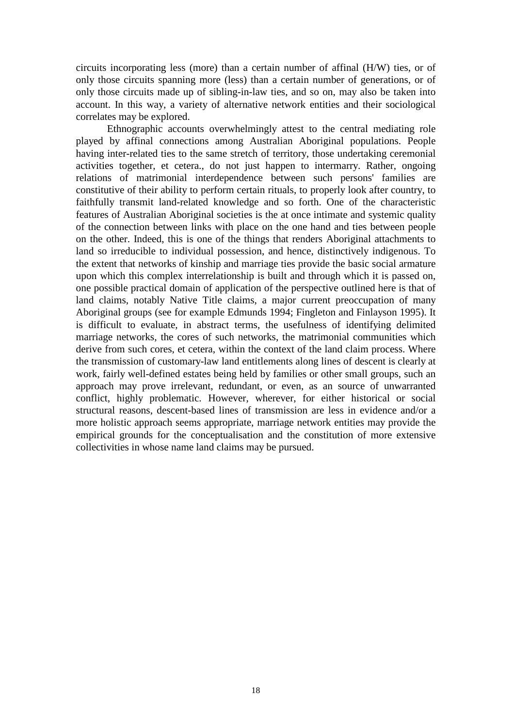circuits incorporating less (more) than a certain number of affinal (H/W) ties, or of only those circuits spanning more (less) than a certain number of generations, or of only those circuits made up of sibling-in-law ties, and so on, may also be taken into account. In this way, a variety of alternative network entities and their sociological correlates may be explored.

Ethnographic accounts overwhelmingly attest to the central mediating role played by affinal connections among Australian Aboriginal populations. People having inter-related ties to the same stretch of territory, those undertaking ceremonial activities together, et cetera., do not just happen to intermarry. Rather, ongoing relations of matrimonial interdependence between such persons' families are constitutive of their ability to perform certain rituals, to properly look after country, to faithfully transmit land-related knowledge and so forth. One of the characteristic features of Australian Aboriginal societies is the at once intimate and systemic quality of the connection between links with place on the one hand and ties between people on the other. Indeed, this is one of the things that renders Aboriginal attachments to land so irreducible to individual possession, and hence, distinctively indigenous. To the extent that networks of kinship and marriage ties provide the basic social armature upon which this complex interrelationship is built and through which it is passed on, one possible practical domain of application of the perspective outlined here is that of land claims, notably Native Title claims, a major current preoccupation of many Aboriginal groups (see for example Edmunds 1994; Fingleton and Finlayson 1995). It is difficult to evaluate, in abstract terms, the usefulness of identifying delimited marriage networks, the cores of such networks, the matrimonial communities which derive from such cores, et cetera, within the context of the land claim process. Where the transmission of customary-law land entitlements along lines of descent is clearly at work, fairly well-defined estates being held by families or other small groups, such an approach may prove irrelevant, redundant, or even, as an source of unwarranted conflict, highly problematic. However, wherever, for either historical or social structural reasons, descent-based lines of transmission are less in evidence and/or a more holistic approach seems appropriate, marriage network entities may provide the empirical grounds for the conceptualisation and the constitution of more extensive collectivities in whose name land claims may be pursued.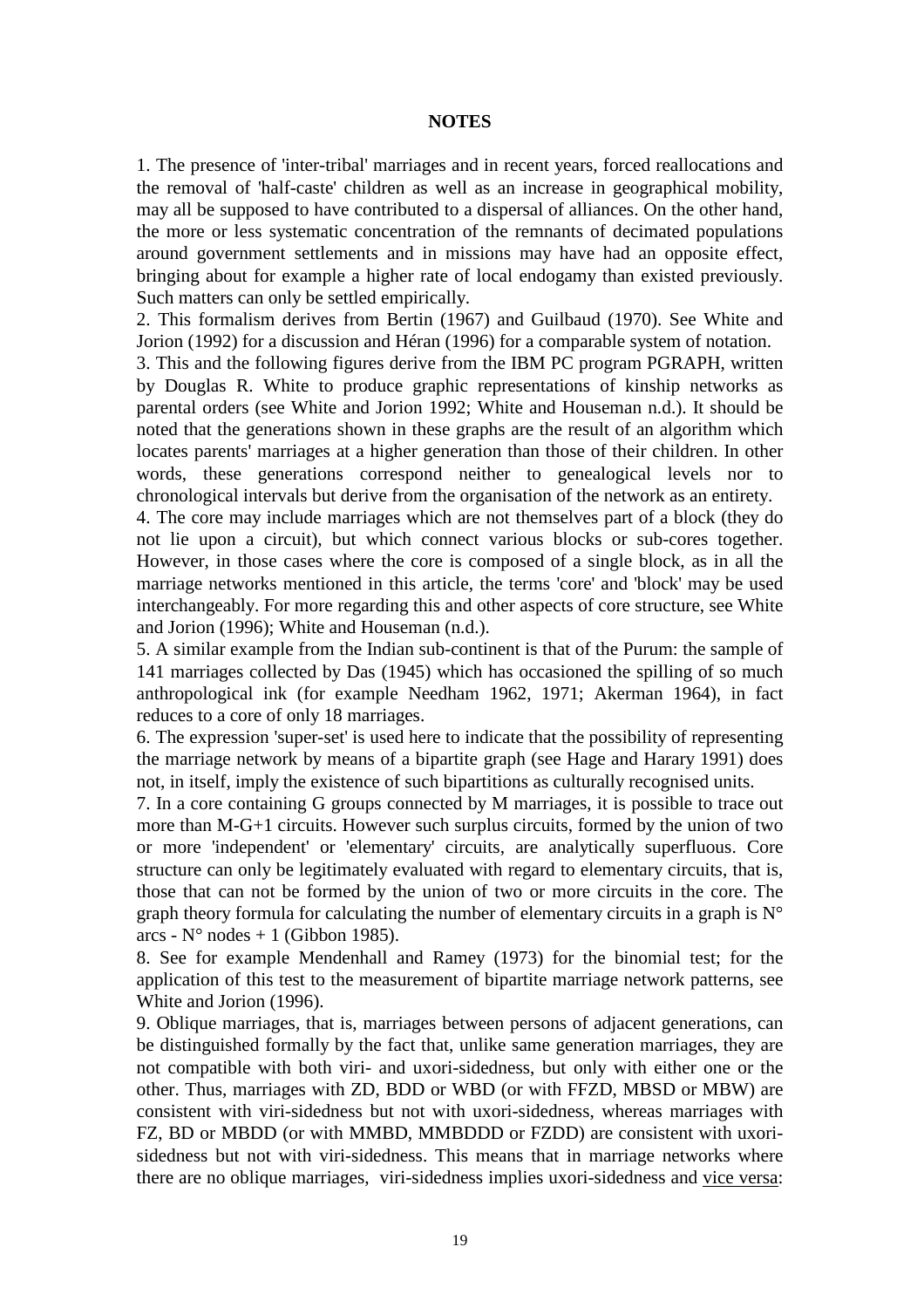**NOTES**

1. The presence of 'inter-tribal' marriages and in recent years, forced reallocations and the removal of 'half-caste' children as well as an increase in geographical mobility, may all be supposed to have contributed to a dispersal of alliances. On the other hand, the more or less systematic concentration of the remnants of decimated populations around government settlements and in missions may have had an opposite effect, bringing about for example a higher rate of local endogamy than existed previously. Such matters can only be settled empirically.
2. This formalism derives from Bertin (1967) and Guilbaud (1970). See White and Jorion (1992) for a discussion and Héran (1996) for a comparable system of notation.
3. This and the following figures derive from the IBM PC program PGRAPH, written by Douglas R. White to produce graphic representations of kinship networks as parental orders (see White and Jorion 1992; White and Houseman n.d.). It should be noted that the generations shown in these graphs are the result of an algorithm which locates parents' marriages at a higher generation than those of their children. In other words, these generations correspond neither to genealogical levels nor to chronological intervals but derive from the organisation of the network as an entirety.
4. The core may include marriages which are not themselves part of a block (they do not lie upon a circuit), but which connect various blocks or sub-cores together. However, in those cases where the core is composed of a single block, as in all the marriage networks mentioned in this article, the terms 'core' and 'block' may be used interchangeably. For more regarding this and other aspects of core structure, see White and Jorion (1996); White and Houseman (n.d.).
5. A similar example from the Indian sub-continent is that of the Purum: the sample of 141 marriages collected by Das (1945) which has occasioned the spilling of so much anthropological ink (for example Needham 1962, 1971; Akerman 1964), in fact reduces to a core of only 18 marriages.
6. The expression 'super-set' is used here to indicate that the possibility of representing the marriage network by means of a bipartite graph (see Hage and Harary 1991) does not, in itself, imply the existence of such bipartitions as culturally recognised units.
7. In a core containing G groups connected by M marriages, it is possible to trace out more than M-G+1 circuits. However such surplus circuits, formed by the union of two or more 'independent' or 'elementary' circuits, are analytically superfluous. Core structure can only be legitimately evaluated with regard to elementary circuits, that is, those that can not be formed by the union of two or more circuits in the core. The graph theory formula for calculating the number of elementary circuits in a graph is N° arcs - N° nodes + 1 (Gibbon 1985).
8. See for example Mendenhall and Ramey (1973) for the binomial test; for the application of this test to the measurement of bipartite marriage network patterns, see White and Jorion (1996).
9. Oblique marriages, that is, marriages between persons of adjacent generations, can be distinguished formally by the fact that, unlike same generation marriages, they are not compatible with both viri- and uxori-sidedness, but only with either one or the other. Thus, marriages with ZD, BDD or WBD (or with FFZD, MBSD or MBW) are consistent with viri-sidedness but not with uxori-sidedness, whereas marriages with FZ, BD or MBDD (or with MMBD, MMBDDD or FZDD) are consistent with uxori-sidedness but not with viri-sidedness. This means that in marriage networks where there are no oblique marriages, viri-sidedness implies uxori-sidedness and vice versa: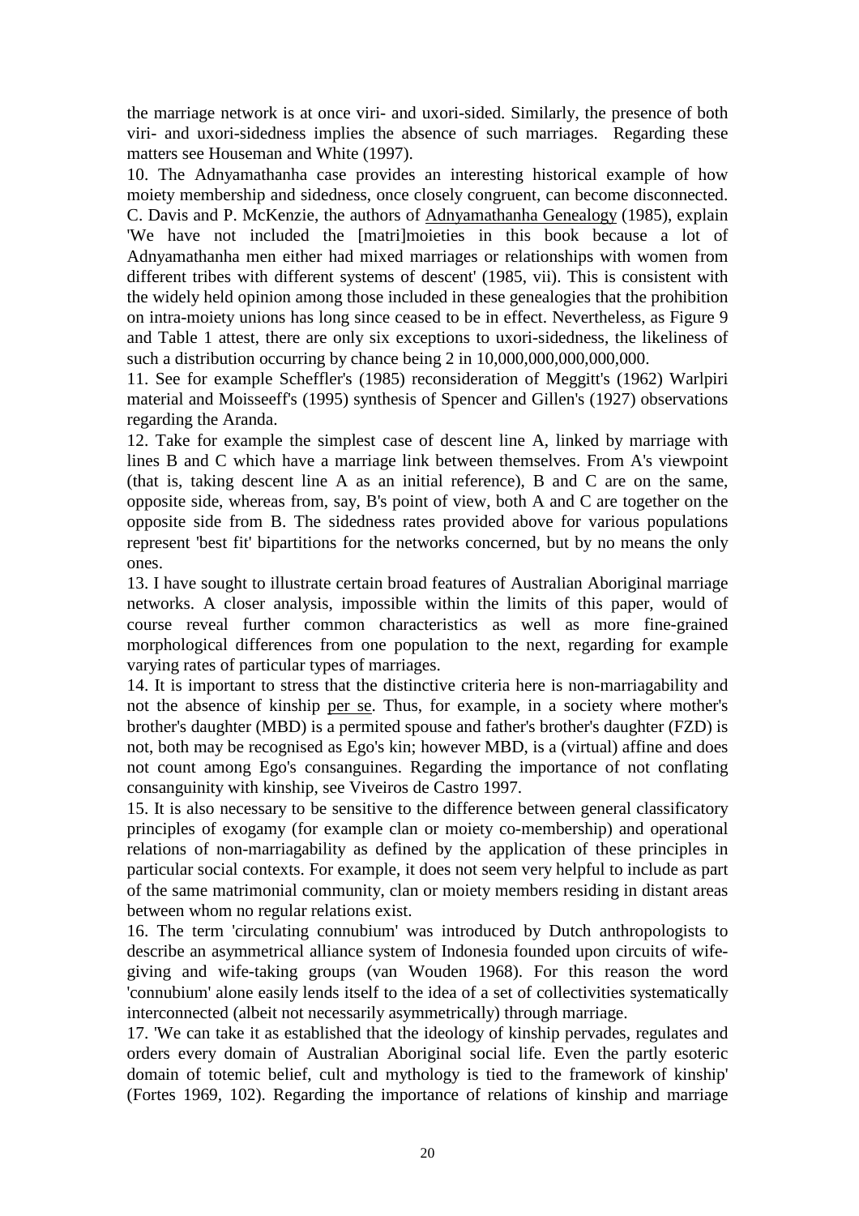the marriage network is at once viri- and uxori-sided. Similarly, the presence of both viri- and uxori-sidedness implies the absence of such marriages. Regarding these matters see Houseman and White (1997).

10. The Adnyamathanha case provides an interesting historical example of how moiety membership and sidedness, once closely congruent, can become disconnected. C. Davis and P. McKenzie, the authors of Adnyamathanha Genealogy (1985), explain 'We have not included the [matri]moieties in this book because a lot of Adnyamathanha men either had mixed marriages or relationships with women from different tribes with different systems of descent' (1985, vii). This is consistent with the widely held opinion among those included in these genealogies that the prohibition on intra-moiety unions has long since ceased to be in effect. Nevertheless, as Figure 9 and Table 1 attest, there are only six exceptions to uxori-sidedness, the likeliness of such a distribution occurring by chance being 2 in 10,000,000,000,000,000.

11. See for example Scheffler's (1985) reconsideration of Meggitt's (1962) Warlpiri material and Moisseeff's (1995) synthesis of Spencer and Gillen's (1927) observations regarding the Aranda.

12. Take for example the simplest case of descent line A, linked by marriage with lines B and C which have a marriage link between themselves. From A's viewpoint (that is, taking descent line A as an initial reference), B and C are on the same, opposite side, whereas from, say, B's point of view, both A and C are together on the opposite side from B. The sidedness rates provided above for various populations represent 'best fit' bipartitions for the networks concerned, but by no means the only ones.

13. I have sought to illustrate certain broad features of Australian Aboriginal marriage networks. A closer analysis, impossible within the limits of this paper, would of course reveal further common characteristics as well as more fine-grained morphological differences from one population to the next, regarding for example varying rates of particular types of marriages.

14. It is important to stress that the distinctive criteria here is non-marriagability and not the absence of kinship per se. Thus, for example, in a society where mother's brother's daughter (MBD) is a permited spouse and father's brother's daughter (FZD) is not, both may be recognised as Ego's kin; however MBD, is a (virtual) affine and does not count among Ego's consanguines. Regarding the importance of not conflating consanguinity with kinship, see Viveiros de Castro 1997.

15. It is also necessary to be sensitive to the difference between general classificatory principles of exogamy (for example clan or moiety co-membership) and operational relations of non-marriagability as defined by the application of these principles in particular social contexts. For example, it does not seem very helpful to include as part of the same matrimonial community, clan or moiety members residing in distant areas between whom no regular relations exist.

16. The term 'circulating connubium' was introduced by Dutch anthropologists to describe an asymmetrical alliance system of Indonesia founded upon circuits of wife-giving and wife-taking groups (van Wouden 1968). For this reason the word 'connubium' alone easily lends itself to the idea of a set of collectivities systematically interconnected (albeit not necessarily asymmetrically) through marriage.

17. 'We can take it as established that the ideology of kinship pervades, regulates and orders every domain of Australian Aboriginal social life. Even the partly esoteric domain of totemic belief, cult and mythology is tied to the framework of kinship' (Fortes 1969, 102). Regarding the importance of relations of kinship and marriage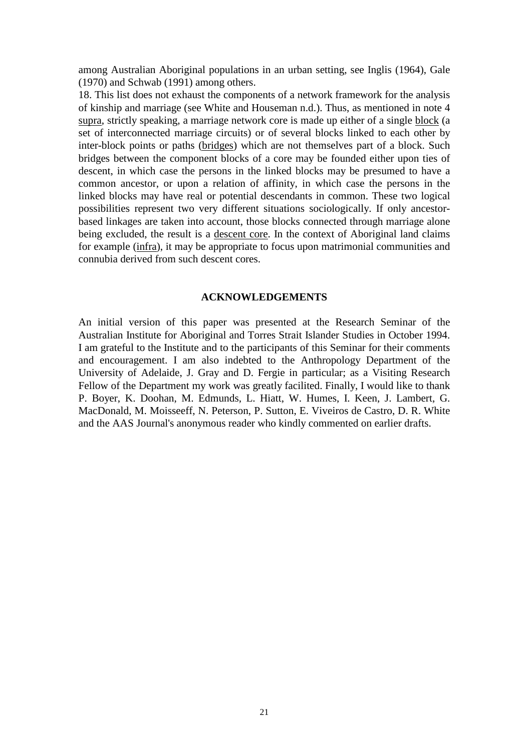among Australian Aboriginal populations in an urban setting, see Inglis (1964), Gale (1970) and Schwab (1991) among others.

18. This list does not exhaust the components of a network framework for the analysis of kinship and marriage (see White and Houseman n.d.). Thus, as mentioned in note 4 <u>supra</u>, strictly speaking, a marriage network core is made up either of a single <u>block</u> (a set of interconnected marriage circuits) or of several blocks linked to each other by inter-block points or paths (<u>bridges</u>) which are not themselves part of a block. Such bridges between the component blocks of a core may be founded either upon ties of descent, in which case the persons in the linked blocks may be presumed to have a common ancestor, or upon a relation of affinity, in which case the persons in the linked blocks may have real or potential descendants in common. These two logical possibilities represent two very different situations sociologically. If only ancestor-based linkages are taken into account, those blocks connected through marriage alone being excluded, the result is a <u>descent core</u>. In the context of Aboriginal land claims for example (<u>infra</u>), it may be appropriate to focus upon matrimonial communities and connubia derived from such descent cores.

## ACKNOWLEDGEMENTS

An initial version of this paper was presented at the Research Seminar of the Australian Institute for Aboriginal and Torres Strait Islander Studies in October 1994. I am grateful to the Institute and to the participants of this Seminar for their comments and encouragement. I am also indebted to the Anthropology Department of the University of Adelaide, J. Gray and D. Fergie in particular; as a Visiting Research Fellow of the Department my work was greatly facilited. Finally, I would like to thank P. Boyer, K. Doohan, M. Edmunds, L. Hiatt, W. Humes, I. Keen, J. Lambert, G. MacDonald, M. Moisseeff, N. Peterson, P. Sutton, E. Viveiros de Castro, D. R. White and the AAS Journal's anonymous reader who kindly commented on earlier drafts.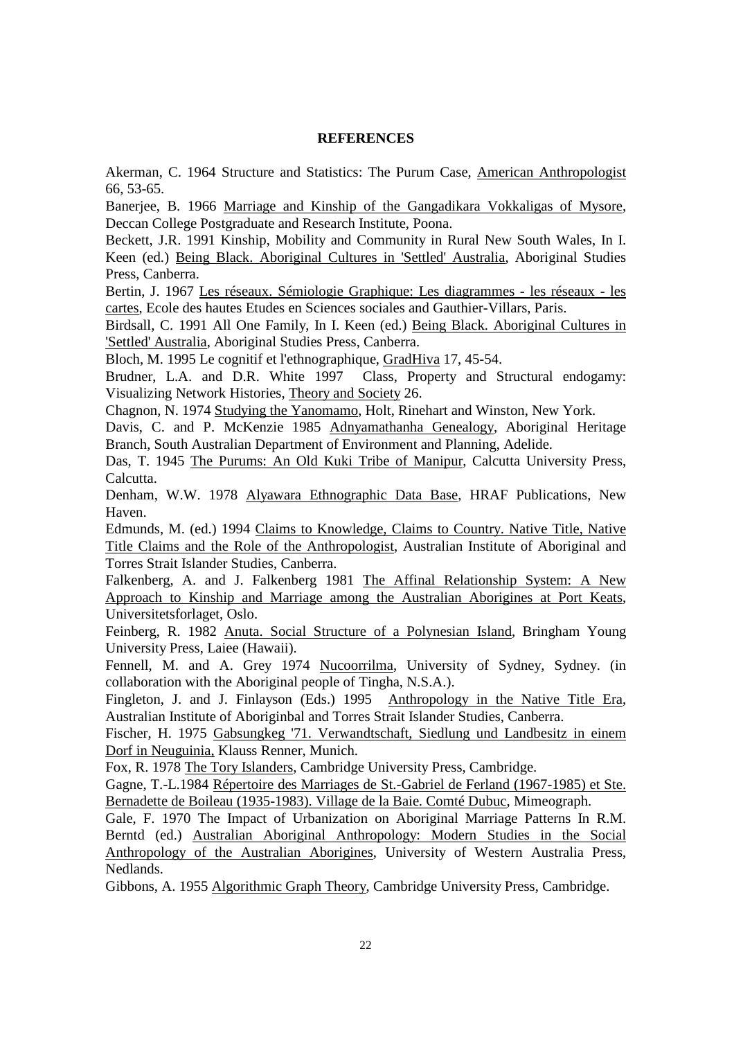**REFERENCES**

Akerman, C. 1964 Structure and Statistics: The Purum Case, American Anthropologist 66, 53-65.

Banerjee, B. 1966 Marriage and Kinship of the Gangadikara Vokkaligas of Mysore, Deccan College Postgraduate and Research Institute, Poona.

Beckett, J.R. 1991 Kinship, Mobility and Community in Rural New South Wales, In I. Keen (ed.) Being Black. Aboriginal Cultures in 'Settled' Australia, Aboriginal Studies Press, Canberra.

Bertin, J. 1967 Les réseaux. Sémiologie Graphique: Les diagrammes - les réseaux - les cartes, Ecole des hautes Etudes en Sciences sociales and Gauthier-Villars, Paris.

Birdsall, C. 1991 All One Family, In I. Keen (ed.) Being Black. Aboriginal Cultures in 'Settled' Australia, Aboriginal Studies Press, Canberra.

Bloch, M. 1995 Le cognitif et l'ethnographique, GradHiva 17, 45-54.

Brudner, L.A. and D.R. White 1997 Class, Property and Structural endogamy: Visualizing Network Histories, Theory and Society 26.

Chagnon, N. 1974 Studying the Yanomamo, Holt, Rinehart and Winston, New York.

Davis, C. and P. McKenzie 1985 Adnyamathanha Genealogy, Aboriginal Heritage Branch, South Australian Department of Environment and Planning, Adelide.

Das, T. 1945 The Purums: An Old Kuki Tribe of Manipur, Calcutta University Press, Calcutta.

Denham, W.W. 1978 Alyawara Ethnographic Data Base, HRAF Publications, New Haven.

Edmunds, M. (ed.) 1994 Claims to Knowledge, Claims to Country. Native Title, Native Title Claims and the Role of the Anthropologist, Australian Institute of Aboriginal and Torres Strait Islander Studies, Canberra.

Falkenberg, A. and J. Falkenberg 1981 The Affinal Relationship System: A New Approach to Kinship and Marriage among the Australian Aborigines at Port Keats, Universitetsforlaget, Oslo.

Feinberg, R. 1982 Anuta. Social Structure of a Polynesian Island, Bringham Young University Press, Laiee (Hawaii).

Fennell, M. and A. Grey 1974 Nucoorrilma, University of Sydney, Sydney. (in collaboration with the Aboriginal people of Tingha, N.S.A.).

Fingleton, J. and J. Finlayson (Eds.) 1995 Anthropology in the Native Title Era, Australian Institute of Aboriginbal and Torres Strait Islander Studies, Canberra.

Fischer, H. 1975 Gabsungkeg '71. Verwandtschaft, Siedlung und Landbesitz in einem Dorf in Neuguinia, Klauss Renner, Munich.

Fox, R. 1978 The Tory Islanders, Cambridge University Press, Cambridge.

Gagne, T.-L.1984 Répertoire des Marriages de St.-Gabriel de Ferland (1967-1985) et Ste. Bernadette de Boileau (1935-1983). Village de la Baie. Comté Dubuc, Mimeograph.

Gale, F. 1970 The Impact of Urbanization on Aboriginal Marriage Patterns In R.M. Berntd (ed.) Australian Aboriginal Anthropology: Modern Studies in the Social Anthropology of the Australian Aborigines, University of Western Australia Press, Nedlands.

Gibbons, A. 1955 Algorithmic Graph Theory, Cambridge University Press, Cambridge.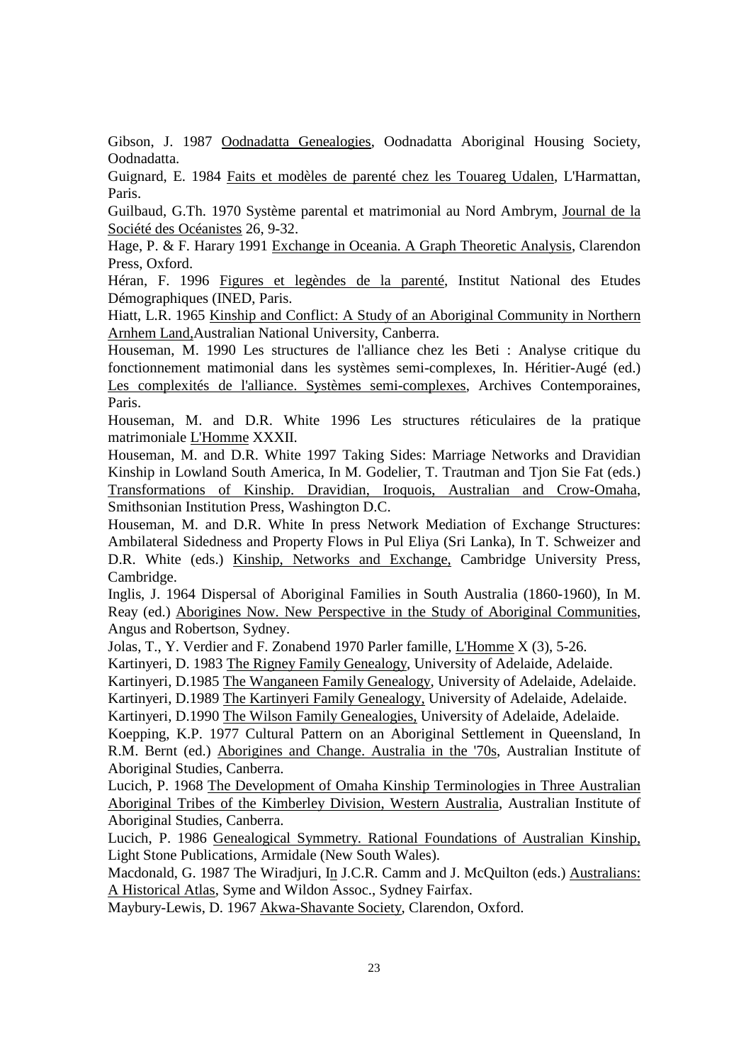Gibson, J. 1987 Oodnadatta Genealogies, Oodnadatta Aboriginal Housing Society, Oodnadatta.

Guignard, E. 1984 Faits et modèles de parenté chez les Touareg Udalen, L'Harmattan, Paris.

Guilbaud, G.Th. 1970 Système parental et matrimonial au Nord Ambrym, Journal de la Société des Océanistes 26, 9-32.

Hage, P. & F. Harary 1991 Exchange in Oceania. A Graph Theoretic Analysis, Clarendon Press, Oxford.

Héran, F. 1996 Figures et legèndes de la parenté, Institut National des Etudes Démographiques (INED, Paris.

Hiatt, L.R. 1965 Kinship and Conflict: A Study of an Aboriginal Community in Northern Arnhem Land,Australian National University, Canberra.

Houseman, M. 1990 Les structures de l'alliance chez les Beti : Analyse critique du fonctionnement matimonial dans les systèmes semi-complexes, In. Héritier-Augé (ed.) Les complexités de l'alliance. Systèmes semi-complexes, Archives Contemporaines, Paris.

Houseman, M. and D.R. White 1996 Les structures réticulaires de la pratique matrimoniale L'Homme XXXII.

Houseman, M. and D.R. White 1997 Taking Sides: Marriage Networks and Dravidian Kinship in Lowland South America, In M. Godelier, T. Trautman and Tjon Sie Fat (eds.) Transformations of Kinship. Dravidian, Iroquois, Australian and Crow-Omaha, Smithsonian Institution Press, Washington D.C.

Houseman, M. and D.R. White In press Network Mediation of Exchange Structures: Ambilateral Sidedness and Property Flows in Pul Eliya (Sri Lanka), In T. Schweizer and D.R. White (eds.) Kinship, Networks and Exchange, Cambridge University Press, Cambridge.

Inglis, J. 1964 Dispersal of Aboriginal Families in South Australia (1860-1960), In M. Reay (ed.) Aborigines Now. New Perspective in the Study of Aboriginal Communities, Angus and Robertson, Sydney.

Jolas, T., Y. Verdier and F. Zonabend 1970 Parler famille, L'Homme X (3), 5-26.

Kartinyeri, D. 1983 The Rigney Family Genealogy, University of Adelaide, Adelaide.

Kartinyeri, D.1985 The Wanganeen Family Genealogy, University of Adelaide, Adelaide.

Kartinyeri, D.1989 The Kartinyeri Family Genealogy, University of Adelaide, Adelaide.

Kartinyeri, D.1990 The Wilson Family Genealogies, University of Adelaide, Adelaide.

Koepping, K.P. 1977 Cultural Pattern on an Aboriginal Settlement in Queensland, In R.M. Bernt (ed.) Aborigines and Change. Australia in the '70s, Australian Institute of Aboriginal Studies, Canberra.

Lucich, P. 1968 The Development of Omaha Kinship Terminologies in Three Australian Aboriginal Tribes of the Kimberley Division, Western Australia, Australian Institute of Aboriginal Studies, Canberra.

Lucich, P. 1986 Genealogical Symmetry. Rational Foundations of Australian Kinship, Light Stone Publications, Armidale (New South Wales).

Macdonald, G. 1987 The Wiradjuri, In J.C.R. Camm and J. McQuilton (eds.) Australians: A Historical Atlas, Syme and Wildon Assoc., Sydney Fairfax.

Maybury-Lewis, D. 1967 Akwa-Shavante Society, Clarendon, Oxford.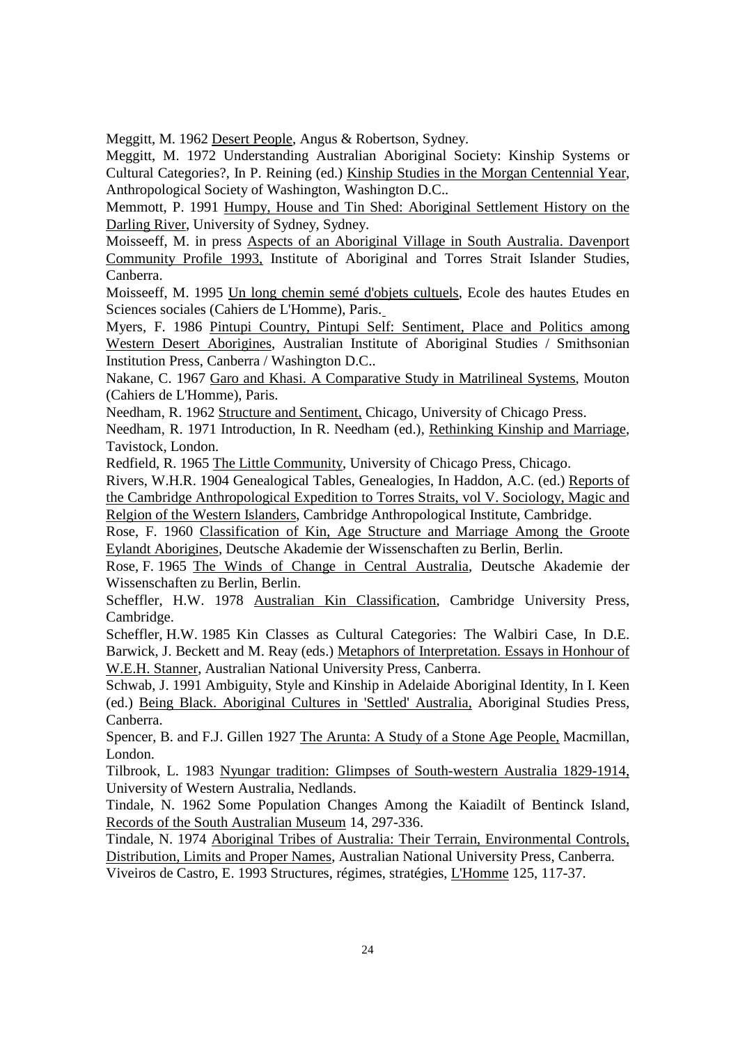Meggitt, M. 1962 Desert People, Angus & Robertson, Sydney.

Meggitt, M. 1972 Understanding Australian Aboriginal Society: Kinship Systems or Cultural Categories?, In P. Reining (ed.) Kinship Studies in the Morgan Centennial Year, Anthropological Society of Washington, Washington D.C..

Memmott, P. 1991 Humpy, House and Tin Shed: Aboriginal Settlement History on the Darling River, University of Sydney, Sydney.

Moisseeff, M. in press Aspects of an Aboriginal Village in South Australia. Davenport Community Profile 1993, Institute of Aboriginal and Torres Strait Islander Studies, Canberra.

Moisseeff, M. 1995 Un long chemin semé d'objets cultuels, Ecole des hautes Etudes en Sciences sociales (Cahiers de L'Homme), Paris.

Myers, F. 1986 Pintupi Country, Pintupi Self: Sentiment, Place and Politics among Western Desert Aborigines, Australian Institute of Aboriginal Studies / Smithsonian Institution Press, Canberra / Washington D.C..

Nakane, C. 1967 Garo and Khasi. A Comparative Study in Matrilineal Systems, Mouton (Cahiers de L'Homme), Paris.

Needham, R. 1962 Structure and Sentiment, Chicago, University of Chicago Press.

Needham, R. 1971 Introduction, In R. Needham (ed.), Rethinking Kinship and Marriage, Tavistock, London.

Redfield, R. 1965 The Little Community, University of Chicago Press, Chicago.

Rivers, W.H.R. 1904 Genealogical Tables, Genealogies, In Haddon, A.C. (ed.) Reports of the Cambridge Anthropological Expedition to Torres Straits, vol V. Sociology, Magic and Relgion of the Western Islanders, Cambridge Anthropological Institute, Cambridge.

Rose, F. 1960 Classification of Kin, Age Structure and Marriage Among the Groote Eylandt Aborigines, Deutsche Akademie der Wissenschaften zu Berlin, Berlin.

Rose, F. 1965 The Winds of Change in Central Australia, Deutsche Akademie der Wissenschaften zu Berlin, Berlin.

Scheffler, H.W. 1978 Australian Kin Classification, Cambridge University Press, Cambridge.

Scheffler, H.W. 1985 Kin Classes as Cultural Categories: The Walbiri Case, In D.E. Barwick, J. Beckett and M. Reay (eds.) Metaphors of Interpretation. Essays in Honhour of W.E.H. Stanner, Australian National University Press, Canberra.

Schwab, J. 1991 Ambiguity, Style and Kinship in Adelaide Aboriginal Identity, In I. Keen (ed.) Being Black. Aboriginal Cultures in 'Settled' Australia, Aboriginal Studies Press, Canberra.

Spencer, B. and F.J. Gillen 1927 The Arunta: A Study of a Stone Age People, Macmillan, London.

Tilbrook, L. 1983 Nyungar tradition: Glimpses of South-western Australia 1829-1914, University of Western Australia, Nedlands.

Tindale, N. 1962 Some Population Changes Among the Kaiadilt of Bentinck Island, Records of the South Australian Museum 14, 297-336.

Tindale, N. 1974 Aboriginal Tribes of Australia: Their Terrain, Environmental Controls, Distribution, Limits and Proper Names, Australian National University Press, Canberra.

Viveiros de Castro, E. 1993 Structures, régimes, stratégies, L'Homme 125, 117-37.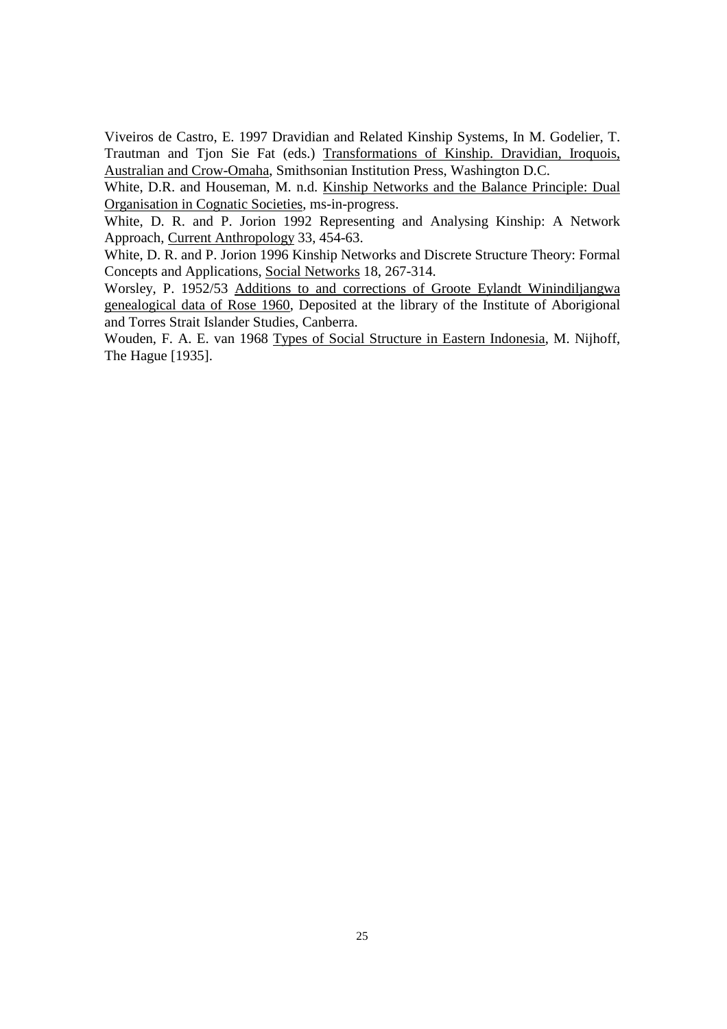Viveiros de Castro, E. 1997 Dravidian and Related Kinship Systems, In M. Godelier, T. Trautman and Tjon Sie Fat (eds.) Transformations of Kinship. Dravidian, Iroquois, Australian and Crow-Omaha, Smithsonian Institution Press, Washington D.C.

White, D.R. and Houseman, M. n.d. Kinship Networks and the Balance Principle: Dual Organisation in Cognatic Societies, ms-in-progress.

White, D. R. and P. Jorion 1992 Representing and Analysing Kinship: A Network Approach, Current Anthropology 33, 454-63.

White, D. R. and P. Jorion 1996 Kinship Networks and Discrete Structure Theory: Formal Concepts and Applications, Social Networks 18, 267-314.

Worsley, P. 1952/53 Additions to and corrections of Groote Eylandt Winindiljangwa genealogical data of Rose 1960, Deposited at the library of the Institute of Aborigional and Torres Strait Islander Studies, Canberra.

Wouden, F. A. E. van 1968 Types of Social Structure in Eastern Indonesia, M. Nijhoff, The Hague [1935].